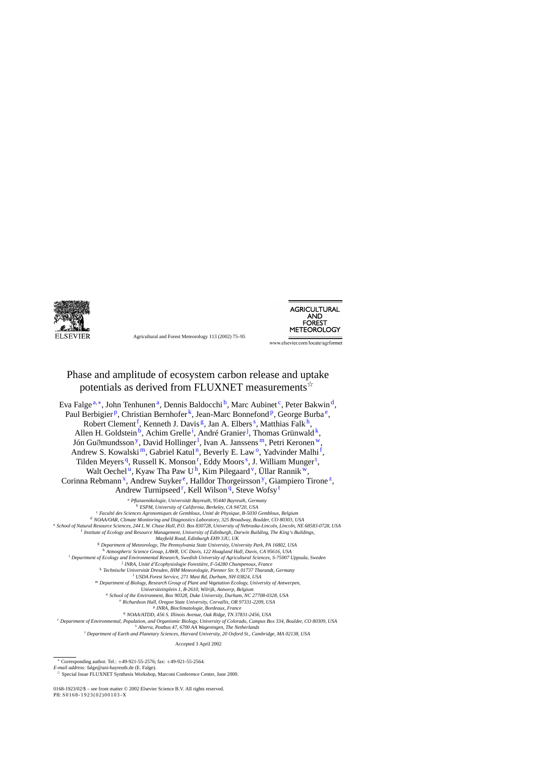# Phase and amplitude of ecosystem carbon release and uptake potentials as derived from FLUXNET measurements[☆]

Eva Falge[a,*], John Tenhunen[a], Dennis Baldocchi[b], Marc Aubinet[c], Peter Bakwin[d], Paul Berbigier[p], Christian Bernhofer[k], Jean-Marc Bonnefond[p], George Burba[e], Robert Clement[f], Kenneth J. Davis[g], Jan A. Elbers[s], Matthias Falk[h], Allen H. Goldstein[b], Achim Grelle[i], André Granier[j], Thomas Grünwald[k], Jón Guðmundsson[y], David Hollinger[l], Ivan A. Janssens[m], Petri Keronen[w], Andrew S. Kowalski[m], Gabriel Katul[n], Beverly E. Law[o], Yadvinder Malhi[f], Tilden Meyers[q], Russell K. Monson[r], Eddy Moors[s], J. William Munger[t], Walt Oechel[u], Kyaw Tha Paw U[h], Kim Pilegaard[v], Üllar Rannik[w], Corinna Rebmann[x], Andrew Suyker[e], Halldor Thorgeirsson[y], Giampiero Tirone[z], Andrew Turnipseed[r], Kell Wilson[q], Steve Wofsy[t]

[a] *Pflanzenökologie, Universität Bayreuth, 95440 Bayreuth, Germany*
[b] *ESPM, University of California, Berkeley, CA 94720, USA*
[c] *Faculté des Sciences Agronomiques de Gembloux, Unité de Physique, B-5030 Gembloux, Belgium*
[d] *NOAA/OAR, Climate Monitoring and Diagnostics Laboratory, 325 Broadway, Boulder, CO 80303, USA*
[e] *School of Natural Resource Sciences, 244 L.W. Chase Hall, P.O. Box 830728, University of Nebraska-Lincoln, Lincoln, NE 68583-0728, USA*
[f] *Institute of Ecology and Resource Management, University of Edinburgh, Darwin Building, The King's Buildings, Mayfield Road, Edinburgh EH9 3JU, UK*
[g] *Department of Meteorology, The Pennsylvania State University, University Park, PA 16802, USA*
[h] *Atmospheric Science Group, LAWR, UC Davis, 122 Hoagland Hall, Davis, CA 95616, USA*
[i] *Department of Ecology and Environmental Research, Swedish University of Agricultural Sciences, S-75007 Uppsala, Sweden*
[j] *INRA, Unité d'Ecophysiologie Forestière, F-54280 Champenoux, France*
[k] *Technische Universität Dresden, IHM Meteorologie, Pienner Str. 9, 01737 Tharandt, Germany*
[l] *USDA Forest Service, 271 Mast Rd, Durham, NH 03824, USA*
[m] *Department of Biology, Research Group of Plant and Vegetation Ecology, University of Antwerpen, Universiteitsplein 1, B-2610, Wilrijk, Antwerp, Belgium*
[n] *School of the Environment, Box 90328, Duke University, Durham, NC 27708-0328, USA*
[o] *Richardson Hall, Oregon State University, Corvallis, OR 97331-2209, USA*
[p] *INRA, Bioclimatologie, Bordeaux, France*
[q] *NOAA/ATDD, 456 S. Illinois Avenue, Oak Ridge, TN 37831-2456, USA*
[r] *Department of Environmental, Population, and Organismic Biology, University of Colorado, Campus Box 334, Boulder, CO 80309, USA*
[s] *Alterra, Postbus 47, 6700 AA Wageningen, The Netherlands*
[t] *Department of Earth and Planetary Sciences, Harvard University, 20 Oxford St., Cambridge, MA 02138, USA*

Accepted 3 April 2002

---

[*] Corresponding author. Tel.: +49-921-55-2576; fax: +49-921-55-2564.
*E-mail address:* falge@uni-bayreuth.de (E. Falge).
[☆] Special Issue FLUXNET Synthesis Workshop, Marconi Conference Center, June 2000.

0168-1923/02/$ – see front matter © 2002 Elsevier Science B.V. All rights reserved.
PII: S0168-1923(02)00103-X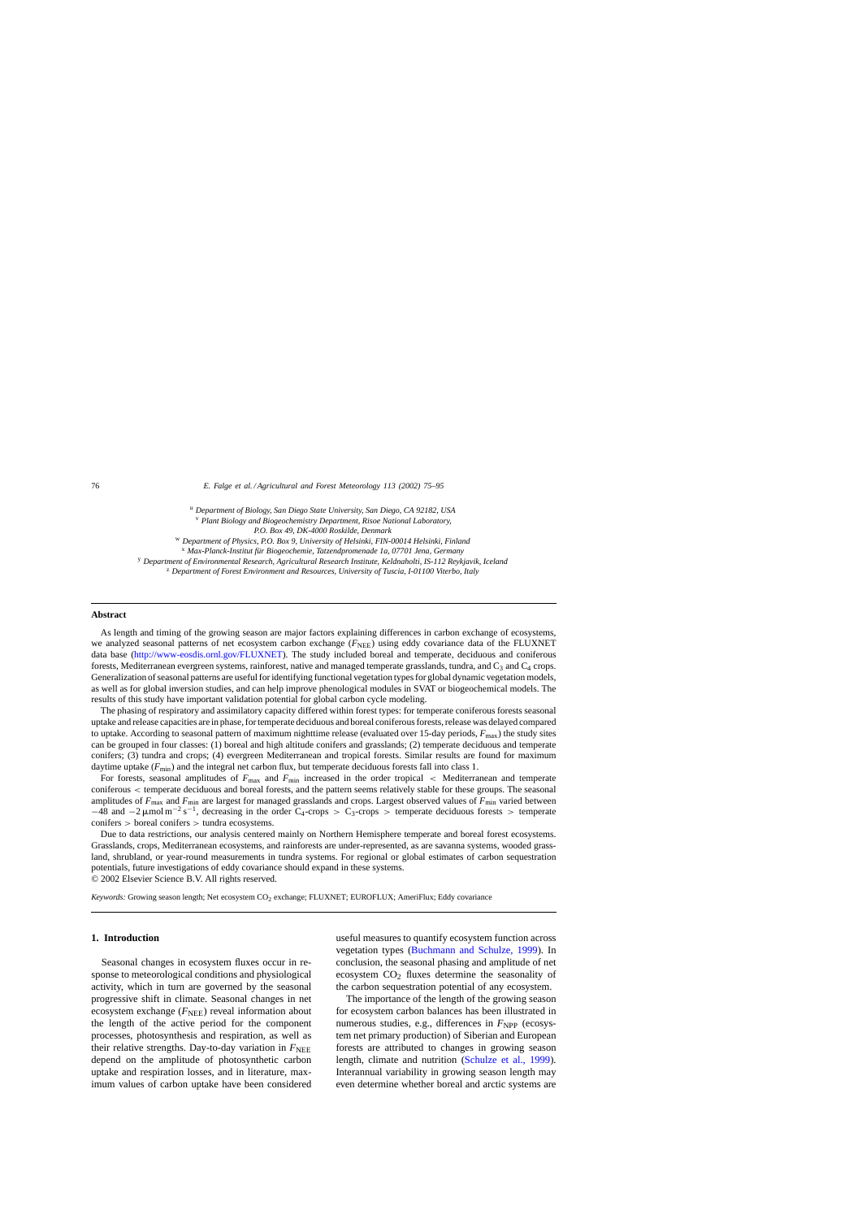[u] Department of Biology, San Diego State University, San Diego, CA 92182, USA
[v] Plant Biology and Biogeochemistry Department, Risoe National Laboratory, P.O. Box 49, DK-4000 Roskilde, Denmark
[w] Department of Physics, P.O. Box 9, University of Helsinki, FIN-00014 Helsinki, Finland
[x] Max-Planck-Institut für Biogeochemie, Tatzendpromenade 1a, 07701 Jena, Germany
[y] Department of Environmental Research, Agricultural Research Institute, Keldnaholti, IS-112 Reykjavik, Iceland
[z] Department of Forest Environment and Resources, University of Tuscia, I-01100 Viterbo, Italy

## Abstract

As length and timing of the growing season are major factors explaining differences in carbon exchange of ecosystems, we analyzed seasonal patterns of net ecosystem carbon exchange ($F_{NEE}$) using eddy covariance data of the FLUXNET data base (http://www-eosdis.ornl.gov/FLUXNET). The study included boreal and temperate, deciduous and coniferous forests, Mediterranean evergreen systems, rainforest, native and managed temperate grasslands, tundra, and $C_3$ and $C_4$ crops. Generalization of seasonal patterns are useful for identifying functional vegetation types for global dynamic vegetation models, as well as for global inversion studies, and can help improve phenological modules in SVAT or biogeochemical models. The results of this study have important validation potential for global carbon cycle modeling.

The phasing of respiratory and assimilatory capacity differed within forest types: for temperate coniferous forests seasonal uptake and release capacities are in phase, for temperate deciduous and boreal coniferous forests, release was delayed compared to uptake. According to seasonal pattern of maximum nighttime release (evaluated over 15-day periods, $F_{max}$) the study sites can be grouped in four classes: (1) boreal and high altitude conifers and grasslands; (2) temperate deciduous and temperate conifers; (3) tundra and crops; (4) evergreen Mediterranean and tropical forests. Similar results are found for maximum daytime uptake ($F_{min}$) and the integral net carbon flux, but temperate deciduous forests fall into class 1.

For forests, seasonal amplitudes of $F_{max}$ and $F_{min}$ increased in the order tropical < Mediterranean and temperate coniferous < temperate deciduous and boreal forests, and the pattern seems relatively stable for these groups. The seasonal amplitudes of $F_{max}$ and $F_{min}$ are largest for managed grasslands and crops. Largest observed values of $F_{min}$ varied between $-48$ and $-2\,\mu\text{mol}\,\text{m}^{-2}\,\text{s}^{-1}$, decreasing in the order $C_4$-crops > $C_3$-crops > temperate deciduous forests > temperate conifers > boreal conifers > tundra ecosystems.

Due to data restrictions, our analysis centered mainly on Northern Hemisphere temperate and boreal forest ecosystems. Grasslands, crops, Mediterranean ecosystems, and rainforests are under-represented, as are savanna systems, wooded grassland, shrubland, or year-round measurements in tundra systems. For regional or global estimates of carbon sequestration potentials, future investigations of eddy covariance should expand in these systems.

© 2002 Elsevier Science B.V. All rights reserved.

*Keywords:* Growing season length; Net ecosystem $CO_2$ exchange; FLUXNET; EUROFLUX; AmeriFlux; Eddy covariance

## 1. Introduction

Seasonal changes in ecosystem fluxes occur in response to meteorological conditions and physiological activity, which in turn are governed by the seasonal progressive shift in climate. Seasonal changes in net ecosystem exchange ($F_{NEE}$) reveal information about the length of the active period for the component processes, photosynthesis and respiration, as well as their relative strengths. Day-to-day variation in $F_{NEE}$ depend on the amplitude of photosynthetic carbon uptake and respiration losses, and in literature, maximum values of carbon uptake have been considered useful measures to quantify ecosystem function across vegetation types (Buchmann and Schulze, 1999). In conclusion, the seasonal phasing and amplitude of net ecosystem $CO_2$ fluxes determine the seasonality of the carbon sequestration potential of any ecosystem.

The importance of the length of the growing season for ecosystem carbon balances has been illustrated in numerous studies, e.g., differences in $F_{NPP}$ (ecosystem net primary production) of Siberian and European forests are attributed to changes in growing season length, climate and nutrition (Schulze et al., 1999). Interannual variability in growing season length may even determine whether boreal and arctic systems are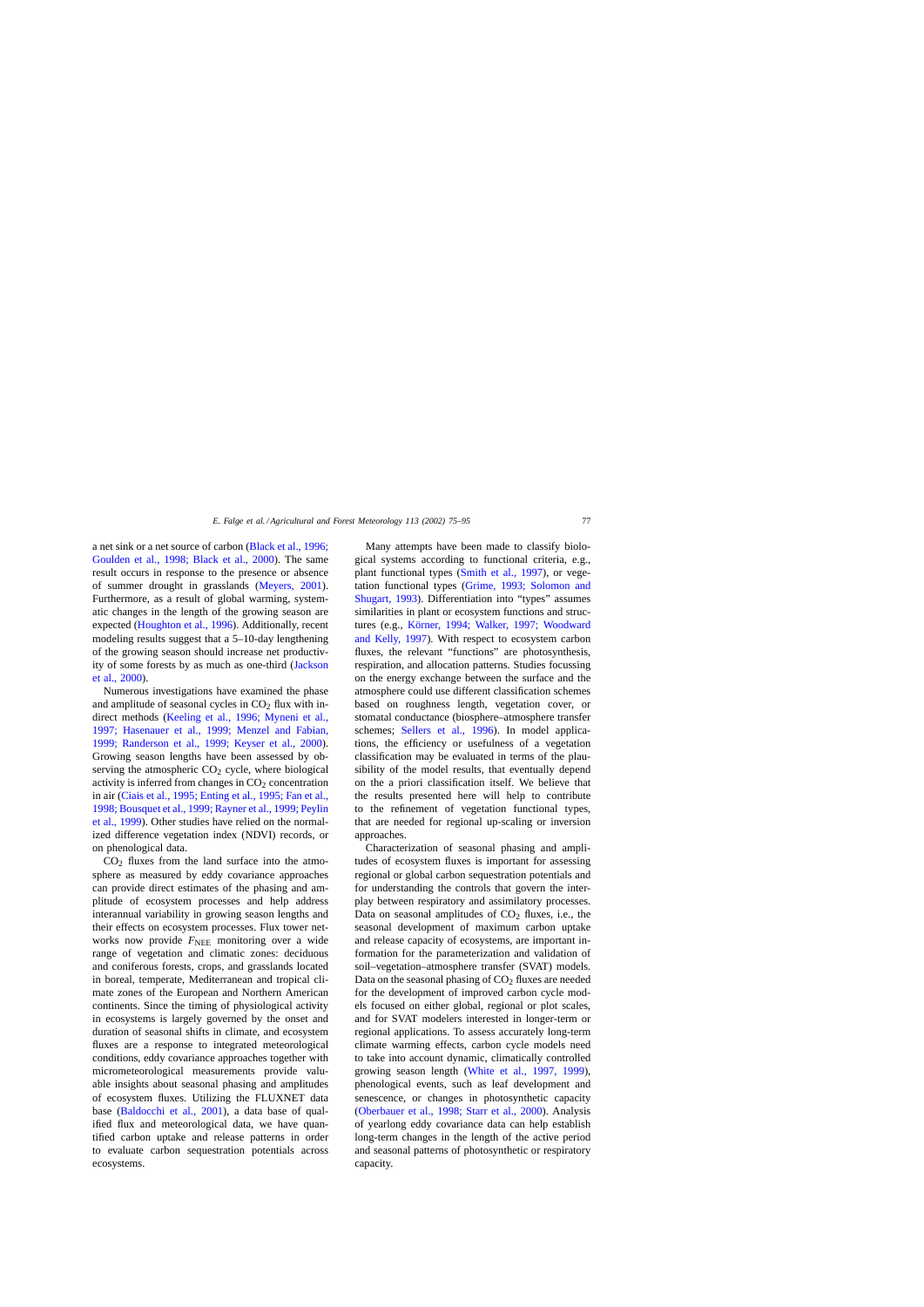a net sink or a net source of carbon (Black et al., 1996; Goulden et al., 1998; Black et al., 2000). The same result occurs in response to the presence or absence of summer drought in grasslands (Meyers, 2001). Furthermore, as a result of global warming, systematic changes in the length of the growing season are expected (Houghton et al., 1996). Additionally, recent modeling results suggest that a 5–10-day lengthening of the growing season should increase net productivity of some forests by as much as one-third (Jackson et al., 2000).

Numerous investigations have examined the phase and amplitude of seasonal cycles in $CO_2$ flux with indirect methods (Keeling et al., 1996; Myneni et al., 1997; Hasenauer et al., 1999; Menzel and Fabian, 1999; Randerson et al., 1999; Keyser et al., 2000). Growing season lengths have been assessed by observing the atmospheric $CO_2$ cycle, where biological activity is inferred from changes in $CO_2$ concentration in air (Ciais et al., 1995; Enting et al., 1995; Fan et al., 1998; Bousquet et al., 1999; Rayner et al., 1999; Peylin et al., 1999). Other studies have relied on the normalized difference vegetation index (NDVI) records, or on phenological data.

$CO_2$ fluxes from the land surface into the atmosphere as measured by eddy covariance approaches can provide direct estimates of the phasing and amplitude of ecosystem processes and help address interannual variability in growing season lengths and their effects on ecosystem processes. Flux tower networks now provide $F_{NEE}$ monitoring over a wide range of vegetation and climatic zones: deciduous and coniferous forests, crops, and grasslands located in boreal, temperate, Mediterranean and tropical climate zones of the European and Northern American continents. Since the timing of physiological activity in ecosystems is largely governed by the onset and duration of seasonal shifts in climate, and ecosystem fluxes are a response to integrated meteorological conditions, eddy covariance approaches together with micrometeorological measurements provide valuable insights about seasonal phasing and amplitudes of ecosystem fluxes. Utilizing the FLUXNET data base (Baldocchi et al., 2001), a data base of qualified flux and meteorological data, we have quantified carbon uptake and release patterns in order to evaluate carbon sequestration potentials across ecosystems.

Many attempts have been made to classify biological systems according to functional criteria, e.g., plant functional types (Smith et al., 1997), or vegetation functional types (Grime, 1993; Solomon and Shugart, 1993). Differentiation into "types" assumes similarities in plant or ecosystem functions and structures (e.g., Körner, 1994; Walker, 1997; Woodward and Kelly, 1997). With respect to ecosystem carbon fluxes, the relevant "functions" are photosynthesis, respiration, and allocation patterns. Studies focussing on the energy exchange between the surface and the atmosphere could use different classification schemes based on roughness length, vegetation cover, or stomatal conductance (biosphere–atmosphere transfer schemes; Sellers et al., 1996). In model applications, the efficiency or usefulness of a vegetation classification may be evaluated in terms of the plausibility of the model results, that eventually depend on the a priori classification itself. We believe that the results presented here will help to contribute to the refinement of vegetation functional types, that are needed for regional up-scaling or inversion approaches.

Characterization of seasonal phasing and amplitudes of ecosystem fluxes is important for assessing regional or global carbon sequestration potentials and for understanding the controls that govern the interplay between respiratory and assimilatory processes. Data on seasonal amplitudes of $CO_2$ fluxes, i.e., the seasonal development of maximum carbon uptake and release capacity of ecosystems, are important information for the parameterization and validation of soil–vegetation–atmosphere transfer (SVAT) models. Data on the seasonal phasing of $CO_2$ fluxes are needed for the development of improved carbon cycle models focused on either global, regional or plot scales, and for SVAT modelers interested in longer-term or regional applications. To assess accurately long-term climate warming effects, carbon cycle models need to take into account dynamic, climatically controlled growing season length (White et al., 1997, 1999), phenological events, such as leaf development and senescence, or changes in photosynthetic capacity (Oberbauer et al., 1998; Starr et al., 2000). Analysis of yearlong eddy covariance data can help establish long-term changes in the length of the active period and seasonal patterns of photosynthetic or respiratory capacity.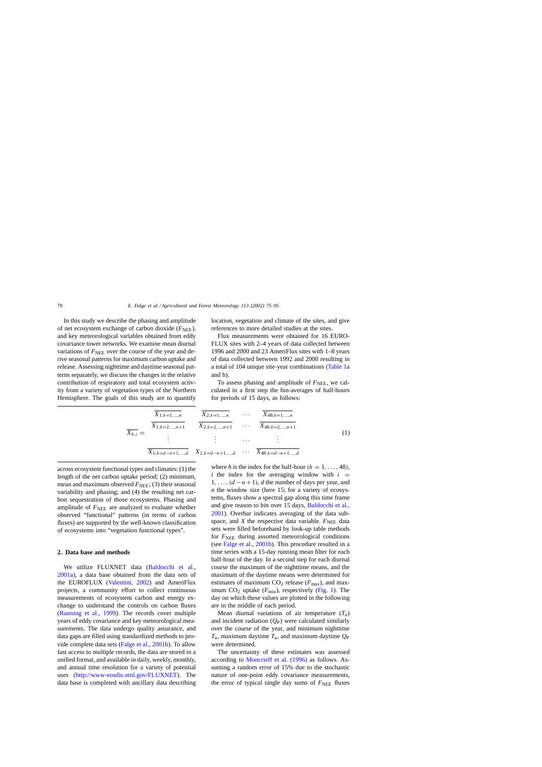In this study we describe the phasing and amplitude of net ecosystem exchange of carbon dioxide ($F_{NEE}$), and key meteorological variables obtained from eddy covariance tower networks. We examine mean diurnal variations of $F_{NEE}$ over the course of the year and derive seasonal patterns for maximum carbon uptake and release. Assessing nighttime and daytime seasonal patterns separately, we discuss the changes in the relative contribution of respiratory and total ecosystem activity from a variety of vegetation types of the Northern Hemisphere. The goals of this study are to quantify across ecosystem functional types and climates: (1) the length of the net carbon uptake period; (2) minimum, mean and maximum observed $F_{NEE}$; (3) their seasonal variability and phasing; and (4) the resulting net carbon sequestration of those ecosystems. Phasing and amplitude of $F_{NEE}$ are analyzed to evaluate whether observed "functional" patterns (in terms of carbon fluxes) are supported by the well-known classification of ecosystems into "vegetation functional types".

## 2. Data base and methods

We utilize FLUXNET data (Baldocchi et al., 2001a), a data base obtained from the data sets of the EUROFLUX (Valentini, 2002) and AmeriFlux projects, a community effort to collect continuous measurements of ecosystem carbon and energy exchange to understand the controls on carbon fluxes (Running et al., 1999). The records cover multiple years of eddy covariance and key meteorological measurements. The data undergo quality assurance, and data gaps are filled using standardized methods to provide complete data sets (Falge et al., 2001b). To allow fast access to multiple records, the data are stored in a unified format, and available in daily, weekly, monthly, and annual time resolution for a variety of potential uses (http://www-eosdis.ornl.gov/FLUXNET). The data base is completed with ancillary data describing location, vegetation and climate of the sites, and give references to more detailed studies at the sites.

Flux measurements were obtained for 16 EUROFLUX sites with 2–4 years of data collected between 1996 and 2000 and 23 AmeriFlux sites with 1–8 years of data collected between 1992 and 2000 resulting in a total of 104 unique site-year combinations (Table 1a and b).

To assess phasing and amplitude of $F_{NEE}$, we calculated in a first step the bin-averages of half-hours for periods of 15 days, as follows:

$$
\overline{X_{h,i}} = \begin{matrix}
\overline{X_{1,k=1,\ldots,n}} & \overline{X_{2,k=1,\ldots,n}} & \cdots & \overline{X_{48,k=1,\ldots,n}} \\
\overline{X_{1,k=2,\ldots,n+1}} & \overline{X_{2,k=2,\ldots,n+1}} & \cdots & \overline{X_{48,k=2,\ldots,n+1}} \\
\vdots & \vdots & \cdots & \vdots \\
\overline{X_{1,k=d-n+1,\ldots,d}} & X_{2,k=d-n+1,\ldots,d} & \cdots & \overline{X_{48,k=d-n+1,\ldots,d}}
\end{matrix} \qquad (1)
$$

where $h$ is the index for the half-hour ($h = 1, \ldots, 48$), $i$ the index for the averaging window with $i = 1, \ldots, (d-n+1)$, $d$ the number of days per year, and $n$ the window size (here 15; for a variety of ecosystems, fluxes show a spectral gap along this time frame and give reason to bin over 15 days, Baldocchi et al., 2001). Overbar indicates averaging of the data subspace, and $X$ the respective data variable. $F_{NEE}$ data sets were filled beforehand by look-up table methods for $F_{NEE}$ during assorted meteorological conditions (see Falge et al., 2001b). This procedure resulted in a time series with a 15-day running mean filter for each half-hour of the day. In a second step for each diurnal course the maximum of the nighttime means, and the maximum of the daytime means were determined for estimates of maximum $CO_2$ release ($F_{max}$), and maximum $CO_2$ uptake ($F_{min}$), respectively (Fig. 1). The day on which these values are plotted in the following are in the middle of each period.

Mean diurnal variations of air temperature ($T_a$) and incident radiation ($Q_P$) were calculated similarly over the course of the year, and minimum nighttime $T_a$, maximum daytime $T_a$, and maximum daytime $Q_P$ were determined.

The uncertainty of these estimates was assessed according to Moncrieff et al. (1996) as follows. Assuming a random error of 15% due to the stochastic nature of one-point eddy covariance measurements, the error of typical single day sums of $F_{NEE}$ fluxes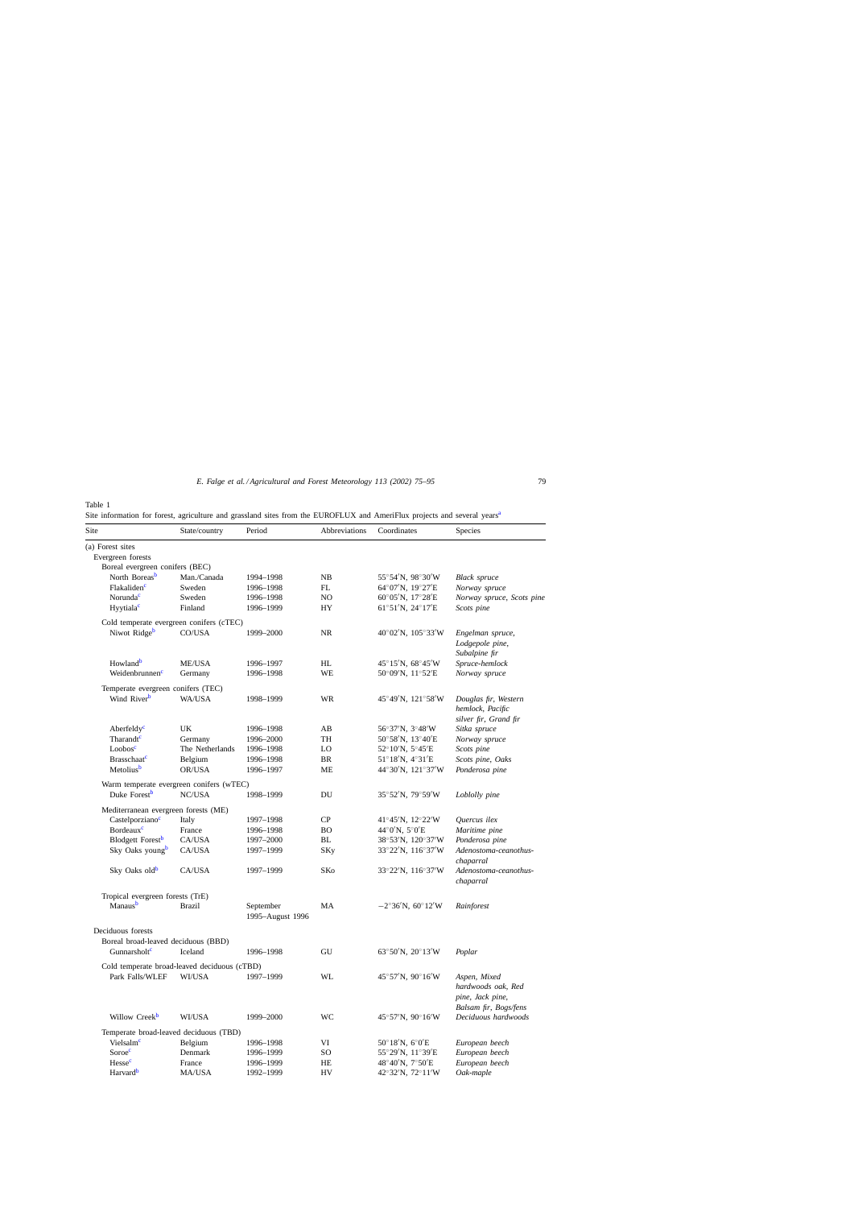Table 1

Site information for forest, agriculture and grassland sites from the EUROFLUX and AmeriFlux projects and several years[a]

| Site | State/country | Period | Abbreviations | Coordinates | Species |
|---|---|---|---|---|---|
| (a) Forest sites | | | | | |
| Evergreen forests | | | | | |
| Boreal evergreen conifers (BEC) | | | | | |
| North Boreas[b] | Man./Canada | 1994–1998 | NB | 55°54′N, 98°30′W | *Black spruce* |
| Flakaliden[c] | Sweden | 1996–1998 | FL | 64°07′N, 19°27′E | *Norway spruce* |
| Norunda[c] | Sweden | 1996–1998 | NO | 60°05′N, 17°28′E | *Norway spruce, Scots pine* |
| Hyytiala[c] | Finland | 1996–1999 | HY | 61°51′N, 24°17′E | *Scots pine* |
| Cold temperate evergreen conifers (cTEC) | | | | | |
| Niwot Ridge[b] | CO/USA | 1999–2000 | NR | 40°02′N, 105°33′W | *Engelman spruce, Lodgepole pine, Subalpine fir* |
| Howland[b] | ME/USA | 1996–1997 | HL | 45°15′N, 68°45′W | *Spruce-hemlock* |
| Weidenbrunnen[c] | Germany | 1996–1998 | WE | 50°09′N, 11°52′E | *Norway spruce* |
| Temperate evergreen conifers (TEC) | | | | | |
| Wind River[b] | WA/USA | 1998–1999 | WR | 45°49′N, 121°58′W | *Douglas fir, Western hemlock, Pacific silver fir, Grand fir* |
| Aberfeldy[c] | UK | 1996–1998 | AB | 56°37′N, 3°48′W | *Sitka spruce* |
| Tharandt[c] | Germany | 1996–2000 | TH | 50°58′N, 13°40′E | *Norway spruce* |
| Loobos[c] | The Netherlands | 1996–1998 | LO | 52°10′N, 5°45′E | *Scots pine* |
| Brasschaat[c] | Belgium | 1996–1998 | BR | 51°18′N, 4°31′E | *Scots pine, Oaks* |
| Metolius[b] | OR/USA | 1996–1997 | ME | 44°30′N, 121°37′W | *Ponderosa pine* |
| Warm temperate evergreen conifers (wTEC) | | | | | |
| Duke Forest[b] | NC/USA | 1998–1999 | DU | 35°52′N, 79°59′W | *Loblolly pine* |
| Mediterranean evergreen forests (ME) | | | | | |
| Castelporziano[c] | Italy | 1997–1998 | CP | 41°45′N, 12°22′W | *Quercus ilex* |
| Bordeaux[c] | France | 1996–1998 | BO | 44°0′N, 5°0′E | *Maritime pine* |
| Blodgett Forest[b] | CA/USA | 1997–2000 | BL | 38°53′N, 120°37′W | *Ponderosa pine* |
| Sky Oaks young[b] | CA/USA | 1997–1999 | SKy | 33°22′N, 116°37′W | *Adenostoma-ceanothus-chaparral* |
| Sky Oaks old[b] | CA/USA | 1997–1999 | SKo | 33°22′N, 116°37′W | *Adenostoma-ceanothus-chaparral* |
| Tropical evergreen forests (TrE) | | | | | |
| Manaus[b] | Brazil | September 1995–August 1996 | MA | −2°36′N, 60°12′W | *Rainforest* |
| Deciduous forests | | | | | |
| Boreal broad-leaved deciduous (BBD) | | | | | |
| Gunnarsholt[c] | Iceland | 1996–1998 | GU | 63°50′N, 20°13′W | *Poplar* |
| Cold temperate broad-leaved deciduous (cTBD) | | | | | |
| Park Falls/WLEF | WI/USA | 1997–1999 | WL | 45°57′N, 90°16′W | *Aspen, Mixed hardwoods oak, Red pine, Jack pine, Balsam fir, Bogs/fens* |
| Willow Creek[b] | WI/USA | 1999–2000 | WC | 45°57′N, 90°16′W | *Deciduous hardwoods* |
| Temperate broad-leaved deciduous (TBD) | | | | | |
| Vielsalm[c] | Belgium | 1996–1998 | VI | 50°18′N, 6°0′E | *European beech* |
| Soroe[c] | Denmark | 1996–1999 | SO | 55°29′N, 11°39′E | *European beech* |
| Hesse[c] | France | 1996–1999 | HE | 48°40′N, 7°50′E | *European beech* |
| Harvard[b] | MA/USA | 1992–1999 | HV | 42°32′N, 72°11′W | *Oak-maple* |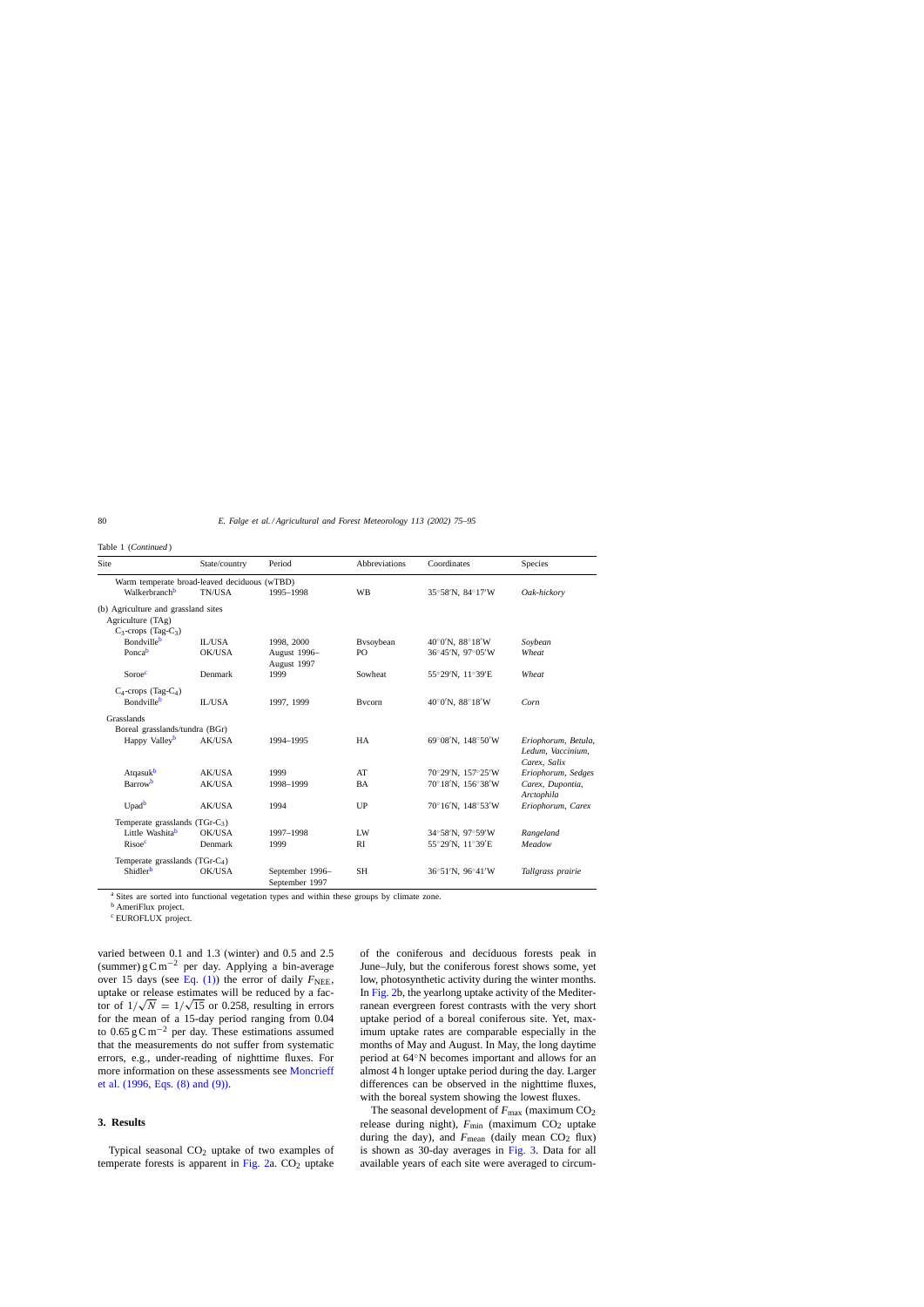Table 1 (*Continued*)

| Site | State/country | Period | Abbreviations | Coordinates | Species |
|---|---|---|---|---|---|
| Warm temperate broad-leaved deciduous (wTBD) | | | | | |
| Walkerbranch[b] | TN/USA | 1995–1998 | WB | 35°58′N, 84°17′W | *Oak-hickory* |
| (b) Agriculture and grassland sites | | | | | |
| Agriculture (TAg) | | | | | |
| $C_3$-crops (Tag-$C_3$) | | | | | |
| Bondville[b] | IL/USA | 1998, 2000 | Bvsoybean | 40°0′N, 88°18′W | *Soybean* |
| Ponca[b] | OK/USA | August 1996–August 1997 | PO | 36°45′N, 97°05′W | *Wheat* |
| Soroe[c] | Denmark | 1999 | Sowheat | 55°29′N, 11°39′E | *Wheat* |
| $C_4$-crops (Tag-$C_4$) | | | | | |
| Bondville[b] | IL/USA | 1997, 1999 | Bvcorn | 40°0′N, 88°18′W | *Corn* |
| Grasslands | | | | | |
| Boreal grasslands/tundra (BGr) | | | | | |
| Happy Valley[b] | AK/USA | 1994–1995 | HA | 69°08′N, 148°50′W | *Eriophorum, Betula, Ledum, Vaccinium, Carex, Salix* |
| Atqasuk[b] | AK/USA | 1999 | AT | 70°29′N, 157°25′W | *Eriophorum, Sedges* |
| Barrow[b] | AK/USA | 1998–1999 | BA | 70°18′N, 156°38′W | *Carex, Dupontia, Arctophila* |
| Upad[b] | AK/USA | 1994 | UP | 70°16′N, 148°53′W | *Eriophorum, Carex* |
| Temperate grasslands (TGr-$C_3$) | | | | | |
| Little Washita[b] | OK/USA | 1997–1998 | LW | 34°58′N, 97°59′W | *Rangeland* |
| Risoe[c] | Denmark | 1999 | RI | 55°29′N, 11°39′E | *Meadow* |
| Temperate grasslands (TGr-$C_4$) | | | | | |
| Shidler[b] | OK/USA | September 1996–September 1997 | SH | 36°51′N, 96°41′W | *Tallgrass prairie* |

[a] Sites are sorted into functional vegetation types and within these groups by climate zone.

[b] AmeriFlux project.

[c] EUROFLUX project.

varied between 0.1 and 1.3 (winter) and 0.5 and 2.5 (summer) $g\,C\,m^{-2}$ per day. Applying a bin-average over 15 days (see Eq. (1)) the error of daily $F_{NEE}$, uptake or release estimates will be reduced by a factor of $1/\sqrt{N} = 1/\sqrt{15}$ or 0.258, resulting in errors for the mean of a 15-day period ranging from 0.04 to 0.65 $g\,C\,m^{-2}$ per day. These estimations assumed that the measurements do not suffer from systematic errors, e.g., under-reading of nighttime fluxes. For more information on these assessments see Moncrieff et al. (1996, Eqs. (8) and (9)).

## 3. Results

Typical seasonal $CO_2$ uptake of two examples of temperate forests is apparent in Fig. 2a. $CO_2$ uptake of the coniferous and deciduous forests peak in June–July, but the coniferous forest shows some, yet low, photosynthetic activity during the winter months. In Fig. 2b, the yearlong uptake activity of the Mediterranean evergreen forest contrasts with the very short uptake period of a boreal coniferous site. Yet, maximum uptake rates are comparable especially in the months of May and August. In May, the long daytime period at 64°N becomes important and allows for an almost 4 h longer uptake period during the day. Larger differences can be observed in the nighttime fluxes, with the boreal system showing the lowest fluxes.

The seasonal development of $F_{max}$ (maximum $CO_2$ release during night), $F_{min}$ (maximum $CO_2$ uptake during the day), and $F_{mean}$ (daily mean $CO_2$ flux) is shown as 30-day averages in Fig. 3. Data for all available years of each site were averaged to circum-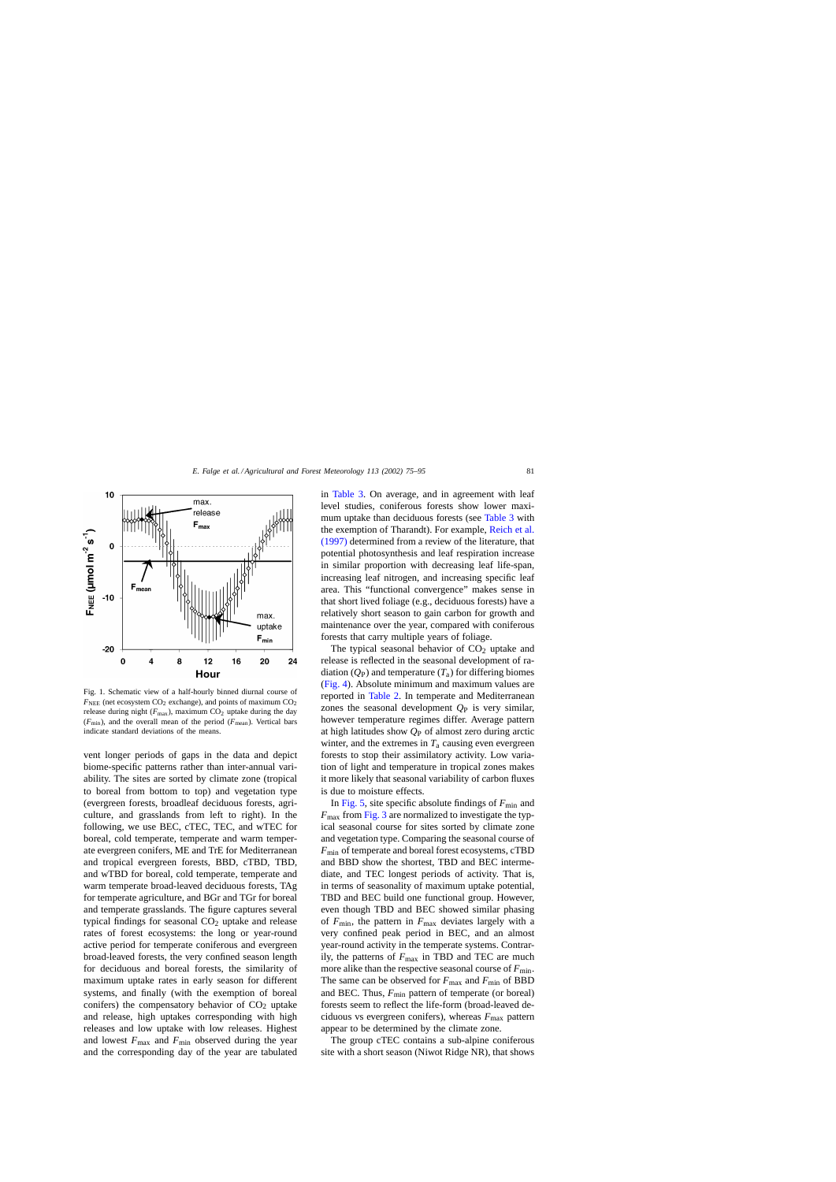Fig. 1. Schematic view of a half-hourly binned diurnal course of $F_{NEE}$ (net ecosystem $CO_2$ exchange), and points of maximum $CO_2$ release during night ($F_{max}$), maximum $CO_2$ uptake during the day ($F_{min}$), and the overall mean of the period ($F_{mean}$). Vertical bars indicate standard deviations of the means.

vent longer periods of gaps in the data and depict biome-specific patterns rather than inter-annual variability. The sites are sorted by climate zone (tropical to boreal from bottom to top) and vegetation type (evergreen forests, broadleaf deciduous forests, agriculture, and grasslands from left to right). In the following, we use BEC, cTEC, TEC, and wTEC for boreal, cold temperate, temperate and warm temperate evergreen conifers, ME and TrE for Mediterranean and tropical evergreen forests, BBD, cTBD, TBD, and wTBD for boreal, cold temperate, temperate and warm temperate broad-leaved deciduous forests, TAg for temperate agriculture, and BGr and TGr for boreal and temperate grasslands. The figure captures several typical findings for seasonal $CO_2$ uptake and release rates of forest ecosystems: the long or year-round active period for temperate coniferous and evergreen broad-leaved forests, the very confined season length for deciduous and boreal forests, the similarity of maximum uptake rates in early season for different systems, and finally (with the exemption of boreal conifers) the compensatory behavior of $CO_2$ uptake and release, high uptakes corresponding with high releases and low uptake with low releases. Highest and lowest $F_{max}$ and $F_{min}$ observed during the year and the corresponding day of the year are tabulated in Table 3. On average, and in agreement with leaf level studies, coniferous forests show lower maximum uptake than deciduous forests (see Table 3 with the exemption of Tharandt). For example, Reich et al. (1997) determined from a review of the literature, that potential photosynthesis and leaf respiration increase in similar proportion with decreasing leaf life-span, increasing leaf nitrogen, and increasing specific leaf area. This "functional convergence" makes sense in that short lived foliage (e.g., deciduous forests) have a relatively short season to gain carbon for growth and maintenance over the year, compared with coniferous forests that carry multiple years of foliage.

The typical seasonal behavior of $CO_2$ uptake and release is reflected in the seasonal development of radiation ($Q_P$) and temperature ($T_a$) for differing biomes (Fig. 4). Absolute minimum and maximum values are reported in Table 2. In temperate and Mediterranean zones the seasonal development $Q_P$ is very similar, however temperature regimes differ. Average pattern at high latitudes show $Q_P$ of almost zero during arctic winter, and the extremes in $T_a$ causing even evergreen forests to stop their assimilatory activity. Low variation of light and temperature in tropical zones makes it more likely that seasonal variability of carbon fluxes is due to moisture effects.

In Fig. 5, site specific absolute findings of $F_{min}$ and $F_{max}$ from Fig. 3 are normalized to investigate the typical seasonal course for sites sorted by climate zone and vegetation type. Comparing the seasonal course of $F_{min}$ of temperate and boreal forest ecosystems, cTBD and BBD show the shortest, TBD and BEC intermediate, and TEC longest periods of activity. That is, in terms of seasonality of maximum uptake potential, TBD and BEC build one functional group. However, even though TBD and BEC showed similar phasing of $F_{min}$, the pattern in $F_{max}$ deviates largely with a very confined peak period in BEC, and an almost year-round activity in the temperate systems. Contrarily, the patterns of $F_{max}$ in TBD and TEC are much more alike than the respective seasonal course of $F_{min}$. The same can be observed for $F_{max}$ and $F_{min}$ of BBD and BEC. Thus, $F_{min}$ pattern of temperate (or boreal) forests seem to reflect the life-form (broad-leaved deciduous vs evergreen conifers), whereas $F_{max}$ pattern appear to be determined by the climate zone.

The group cTEC contains a sub-alpine coniferous site with a short season (Niwot Ridge NR), that shows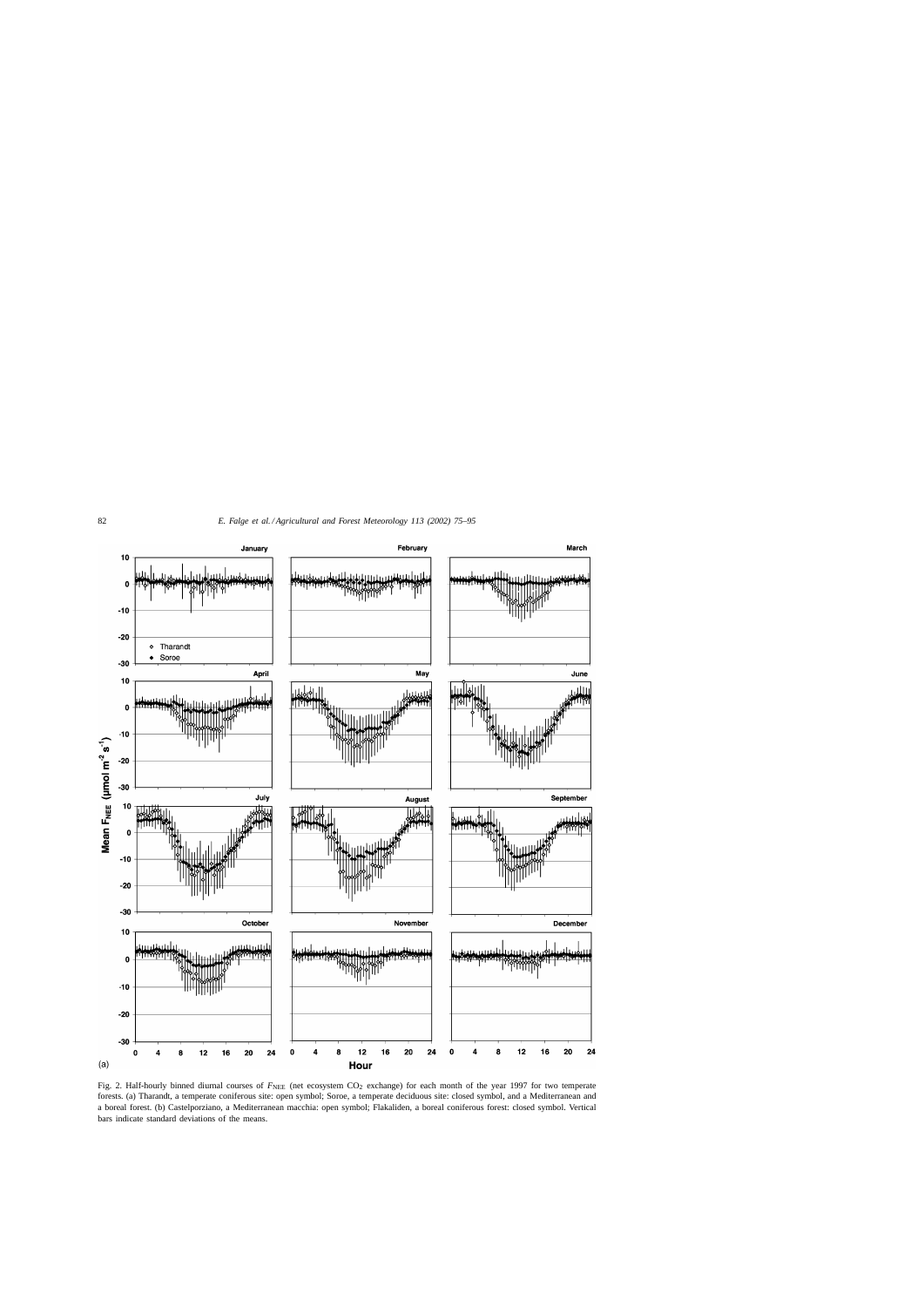Fig. 2. Half-hourly binned diurnal courses of $F_{NEE}$ (net ecosystem $CO_2$ exchange) for each month of the year 1997 for two temperate forests. (a) Tharandt, a temperate coniferous site: open symbol; Soroe, a temperate deciduous site: closed symbol, and a Mediterranean and a boreal forest. (b) Castelporziano, a Mediterranean macchia: open symbol; Flakaliden, a boreal coniferous forest: closed symbol. Vertical bars indicate standard deviations of the means.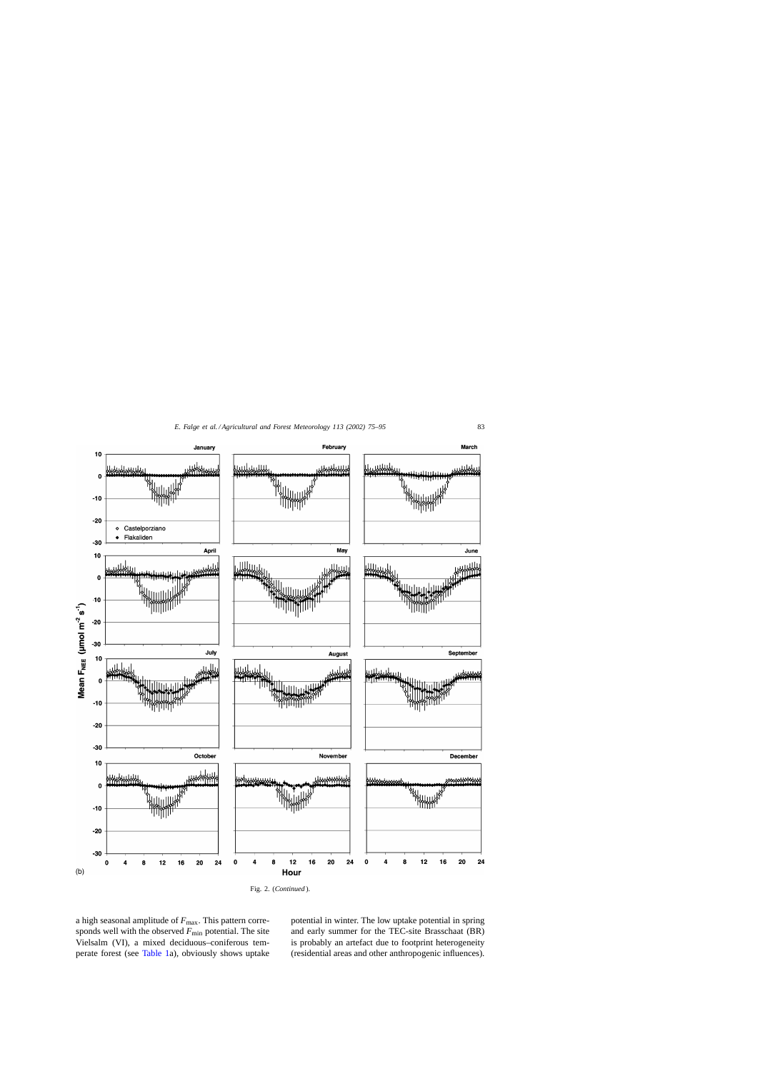Fig. 2. (*Continued*).

a high seasonal amplitude of $F_{max}$. This pattern corresponds well with the observed $F_{min}$ potential. The site Vielsalm (VI), a mixed deciduous–coniferous temperate forest (see Table 1a), obviously shows uptake potential in winter. The low uptake potential in spring and early summer for the TEC-site Brasschaat (BR) is probably an artefact due to footprint heterogeneity (residential areas and other anthropogenic influences).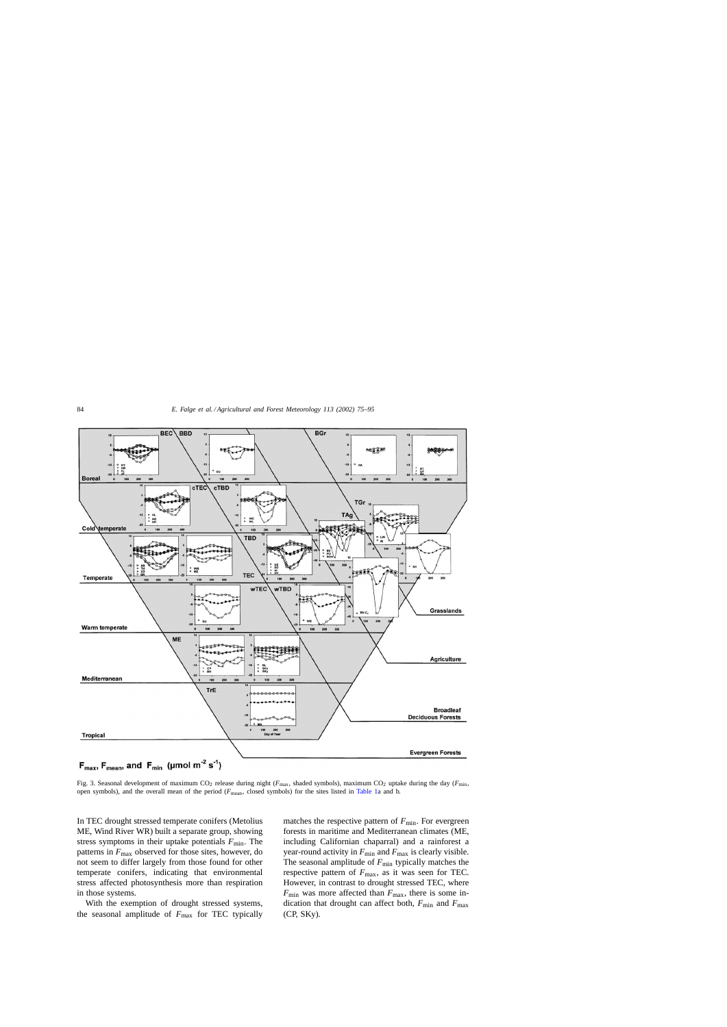Fig. 3. Seasonal development of maximum $CO_2$ release during night ($F_{max}$, shaded symbols), maximum $CO_2$ uptake during the day ($F_{min}$, open symbols), and the overall mean of the period ($F_{mean}$, closed symbols) for the sites listed in Table 1a and b.

In TEC drought stressed temperate conifers (Metolius ME, Wind River WR) built a separate group, showing stress symptoms in their uptake potentials $F_{min}$. The patterns in $F_{max}$ observed for those sites, however, do not seem to differ largely from those found for other temperate conifers, indicating that environmental stress affected photosynthesis more than respiration in those systems.

With the exemption of drought stressed systems, the seasonal amplitude of $F_{max}$ for TEC typically matches the respective pattern of $F_{min}$. For evergreen forests in maritime and Mediterranean climates (ME, including Californian chaparral) and a rainforest a year-round activity in $F_{min}$ and $F_{max}$ is clearly visible. The seasonal amplitude of $F_{min}$ typically matches the respective pattern of $F_{max}$, as it was seen for TEC. However, in contrast to drought stressed TEC, where $F_{min}$ was more affected than $F_{max}$, there is some indication that drought can affect both, $F_{min}$ and $F_{max}$ (CP, SKy).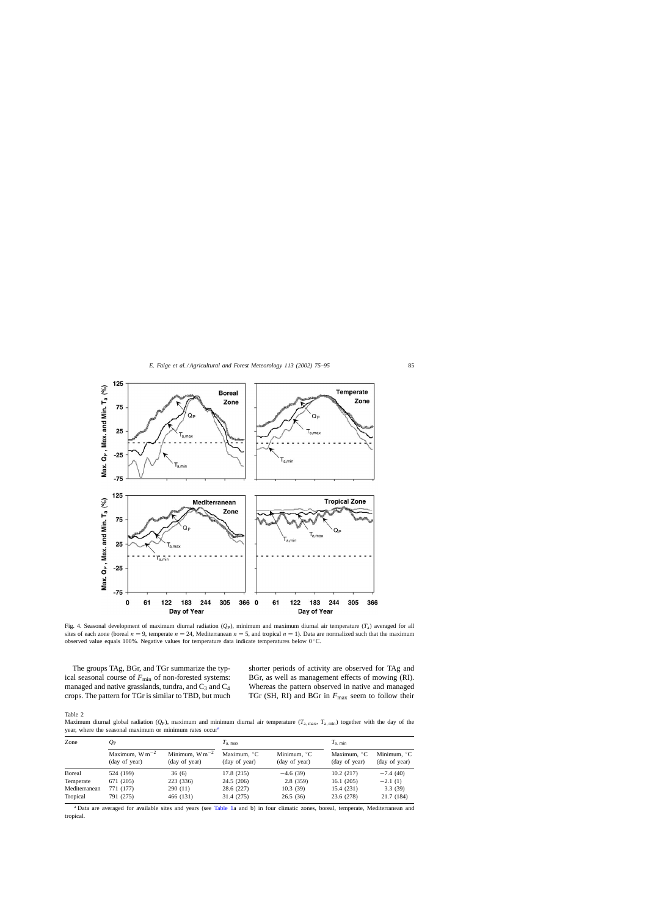Fig. 4. Seasonal development of maximum diurnal radiation ($Q_P$), minimum and maximum diurnal air temperature ($T_a$) averaged for all sites of each zone (boreal $n = 9$, temperate $n = 24$, Mediterranean $n = 5$, and tropical $n = 1$). Data are normalized such that the maximum observed value equals 100%. Negative values for temperature data indicate temperatures below 0 °C.

The groups TAg, BGr, and TGr summarize the typical seasonal course of $F_{min}$ of non-forested systems: managed and native grasslands, tundra, and $C_3$ and $C_4$ crops. The pattern for TGr is similar to TBD, but much shorter periods of activity are observed for TAg and BGr, as well as management effects of mowing (RI). Whereas the pattern observed in native and managed TGr (SH, RI) and BGr in $F_{max}$ seem to follow their

Table 2
Maximum diurnal global radiation ($Q_P$), maximum and minimum diurnal air temperature ($T_{a,max}$, $T_{a,min}$) together with the day of the year, where the seasonal maximum or minimum rates occur[a]

| Zone | $Q_P$ | | $T_{a,max}$ | | $T_{a,min}$ | |
|---|---|---|---|---|---|---|
| | Maximum, $W\,m^{-2}$ (day of year) | Minimum, $W\,m^{-2}$ (day of year) | Maximum, °C (day of year) | Minimum, °C (day of year) | Maximum, °C (day of year) | Minimum, °C (day of year) |
| Boreal | 524 (199) | 36 (6) | 17.8 (215) | −4.6 (39) | 10.2 (217) | −7.4 (40) |
| Temperate | 671 (205) | 223 (336) | 24.5 (206) | 2.8 (359) | 16.1 (205) | −2.1 (1) |
| Mediterranean | 771 (177) | 290 (11) | 28.6 (227) | 10.3 (39) | 15.4 (231) | 3.3 (39) |
| Tropical | 791 (275) | 466 (131) | 31.4 (275) | 26.5 (36) | 23.6 (278) | 21.7 (184) |

[a] Data are averaged for available sites and years (see Table 1a and b) in four climatic zones, boreal, temperate, Mediterranean and tropical.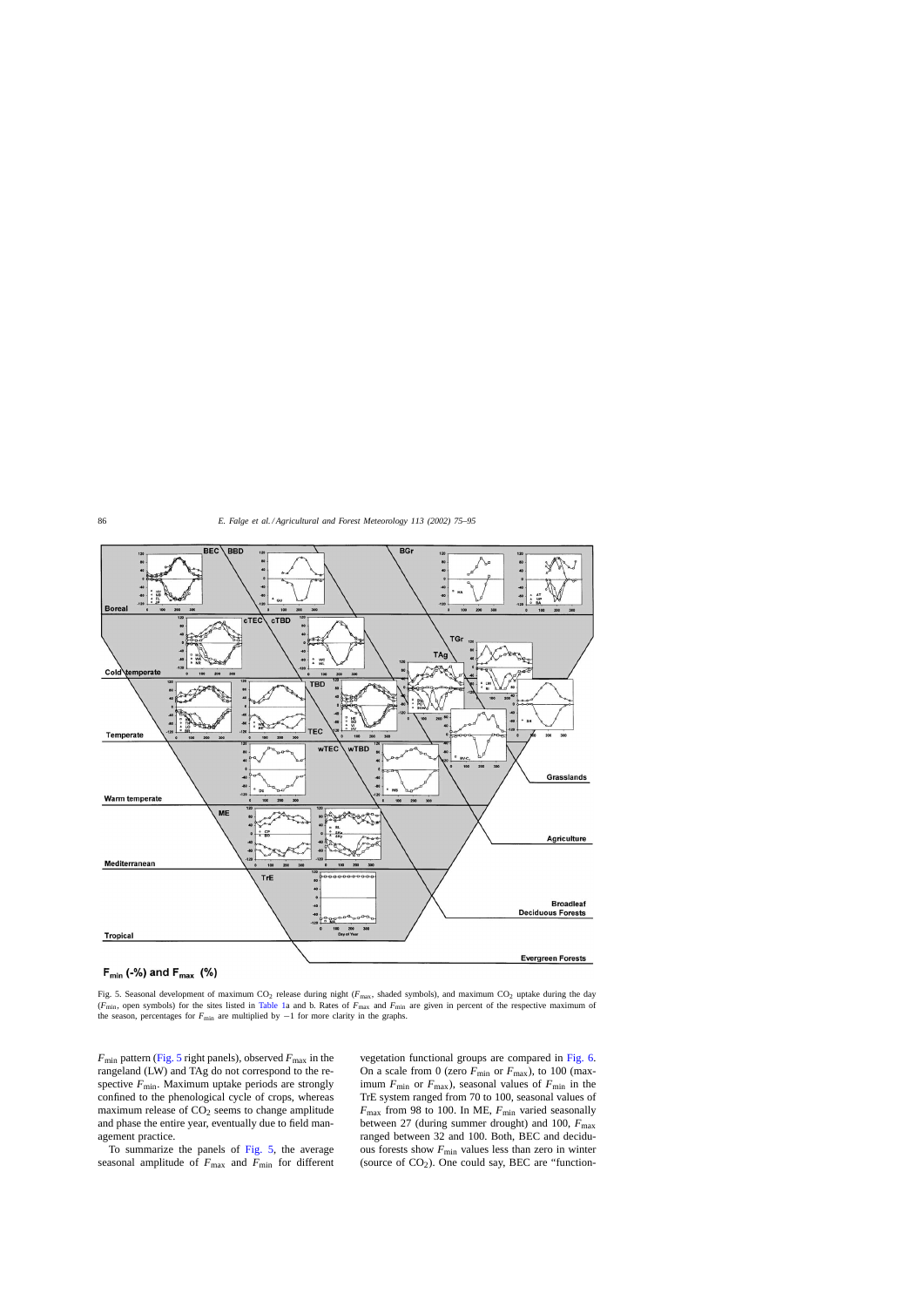$F_{min}$ (-%) and $F_{max}$ (%)

Fig. 5. Seasonal development of maximum $CO_2$ release during night ($F_{max}$, shaded symbols), and maximum $CO_2$ uptake during the day ($F_{min}$, open symbols) for the sites listed in Table 1a and b. Rates of $F_{max}$ and $F_{min}$ are given in percent of the respective maximum of the season, percentages for $F_{min}$ are multiplied by −1 for more clarity in the graphs.

$F_{min}$ pattern (Fig. 5 right panels), observed $F_{max}$ in the rangeland (LW) and TAg do not correspond to the respective $F_{min}$. Maximum uptake periods are strongly confined to the phenological cycle of crops, whereas maximum release of $CO_2$ seems to change amplitude and phase the entire year, eventually due to field management practice.

To summarize the panels of Fig. 5, the average seasonal amplitude of $F_{max}$ and $F_{min}$ for different vegetation functional groups are compared in Fig. 6. On a scale from 0 (zero $F_{min}$ or $F_{max}$), to 100 (maximum $F_{min}$ or $F_{max}$), seasonal values of $F_{min}$ in the TrE system ranged from 70 to 100, seasonal values of $F_{max}$ from 98 to 100. In ME, $F_{min}$ varied seasonally between 27 (during summer drought) and 100, $F_{max}$ ranged between 32 and 100. Both, BEC and deciduous forests show $F_{min}$ values less than zero in winter (source of $CO_2$). One could say, BEC are "function-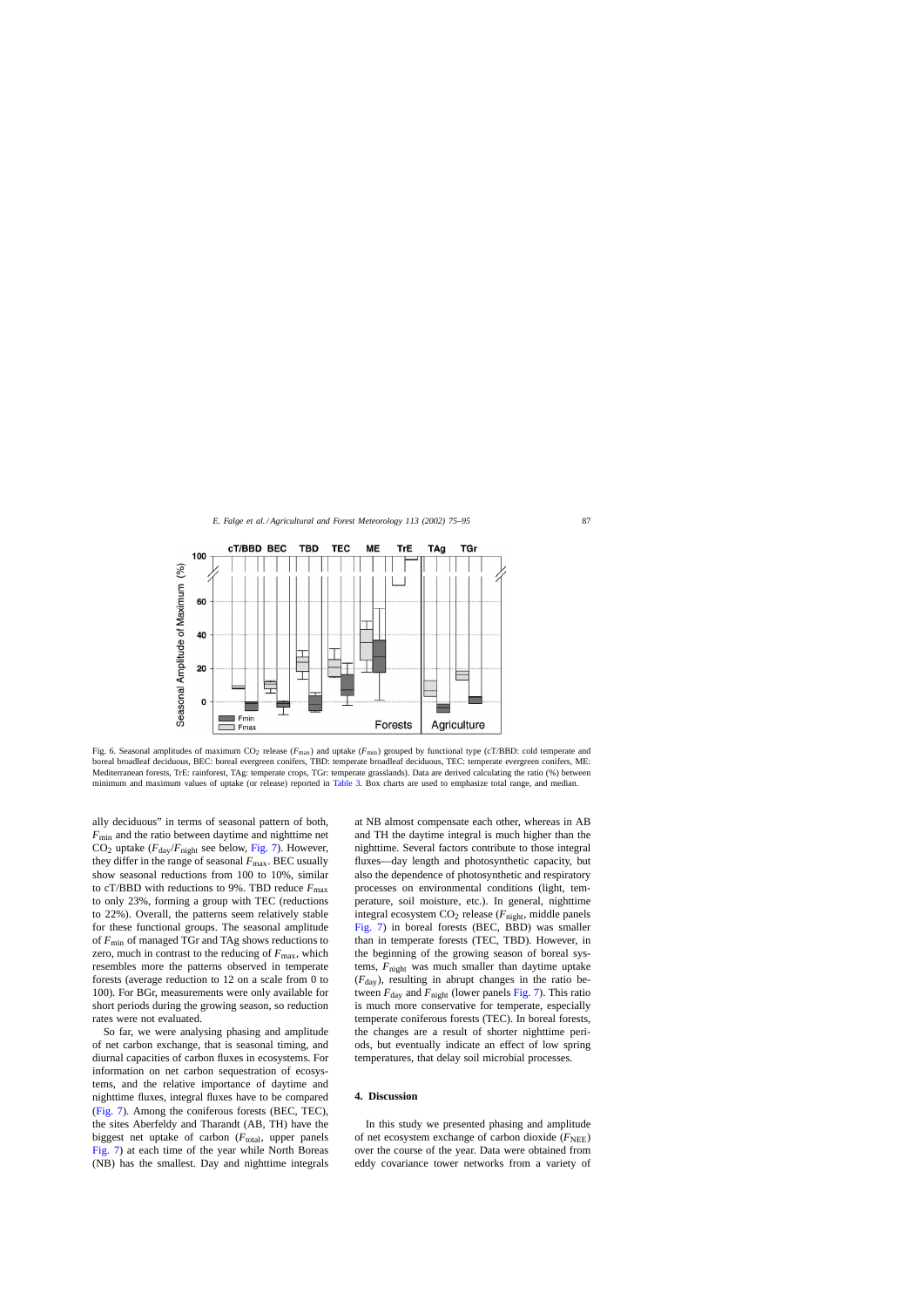Fig. 6. Seasonal amplitudes of maximum $CO_2$ release ($F_{max}$) and uptake ($F_{min}$) grouped by functional type (cT/BBD: cold temperate and boreal broadleaf deciduous, BEC: boreal evergreen conifers, TBD: temperate broadleaf deciduous, TEC: temperate evergreen conifers, ME: Mediterranean forests, TrE: rainforest, TAg: temperate crops, TGr: temperate grasslands). Data are derived calculating the ratio (%) between minimum and maximum values of uptake (or release) reported in Table 3. Box charts are used to emphasize total range, and median.

ally deciduous" in terms of seasonal pattern of both, $F_{min}$ and the ratio between daytime and nighttime net $CO_2$ uptake ($F_{day}/F_{night}$ see below, Fig. 7). However, they differ in the range of seasonal $F_{max}$. BEC usually show seasonal reductions from 100 to 10%, similar to cT/BBD with reductions to 9%. TBD reduce $F_{max}$ to only 23%, forming a group with TEC (reductions to 22%). Overall, the patterns seem relatively stable for these functional groups. The seasonal amplitude of $F_{min}$ of managed TGr and TAg shows reductions to zero, much in contrast to the reducing of $F_{max}$, which resembles more the patterns observed in temperate forests (average reduction to 12 on a scale from 0 to 100). For BGr, measurements were only available for short periods during the growing season, so reduction rates were not evaluated.

So far, we were analysing phasing and amplitude of net carbon exchange, that is seasonal timing, and diurnal capacities of carbon fluxes in ecosystems. For information on net carbon sequestration of ecosystems, and the relative importance of daytime and nighttime fluxes, integral fluxes have to be compared (Fig. 7). Among the coniferous forests (BEC, TEC), the sites Aberfeldy and Tharandt (AB, TH) have the biggest net uptake of carbon ($F_{total}$, upper panels Fig. 7) at each time of the year while North Boreas (NB) has the smallest. Day and nighttime integrals at NB almost compensate each other, whereas in AB and TH the daytime integral is much higher than the nighttime. Several factors contribute to those integral fluxes—day length and photosynthetic capacity, but also the dependence of photosynthetic and respiratory processes on environmental conditions (light, temperature, soil moisture, etc.). In general, nighttime integral ecosystem $CO_2$ release ($F_{night}$, middle panels Fig. 7) in boreal forests (BEC, BBD) was smaller than in temperate forests (TEC, TBD). However, in the beginning of the growing season of boreal systems, $F_{night}$ was much smaller than daytime uptake ($F_{day}$), resulting in abrupt changes in the ratio between $F_{day}$ and $F_{night}$ (lower panels Fig. 7). This ratio is much more conservative for temperate, especially temperate coniferous forests (TEC). In boreal forests, the changes are a result of shorter nighttime periods, but eventually indicate an effect of low spring temperatures, that delay soil microbial processes.

## 4. Discussion

In this study we presented phasing and amplitude of net ecosystem exchange of carbon dioxide ($F_{NEE}$) over the course of the year. Data were obtained from eddy covariance tower networks from a variety of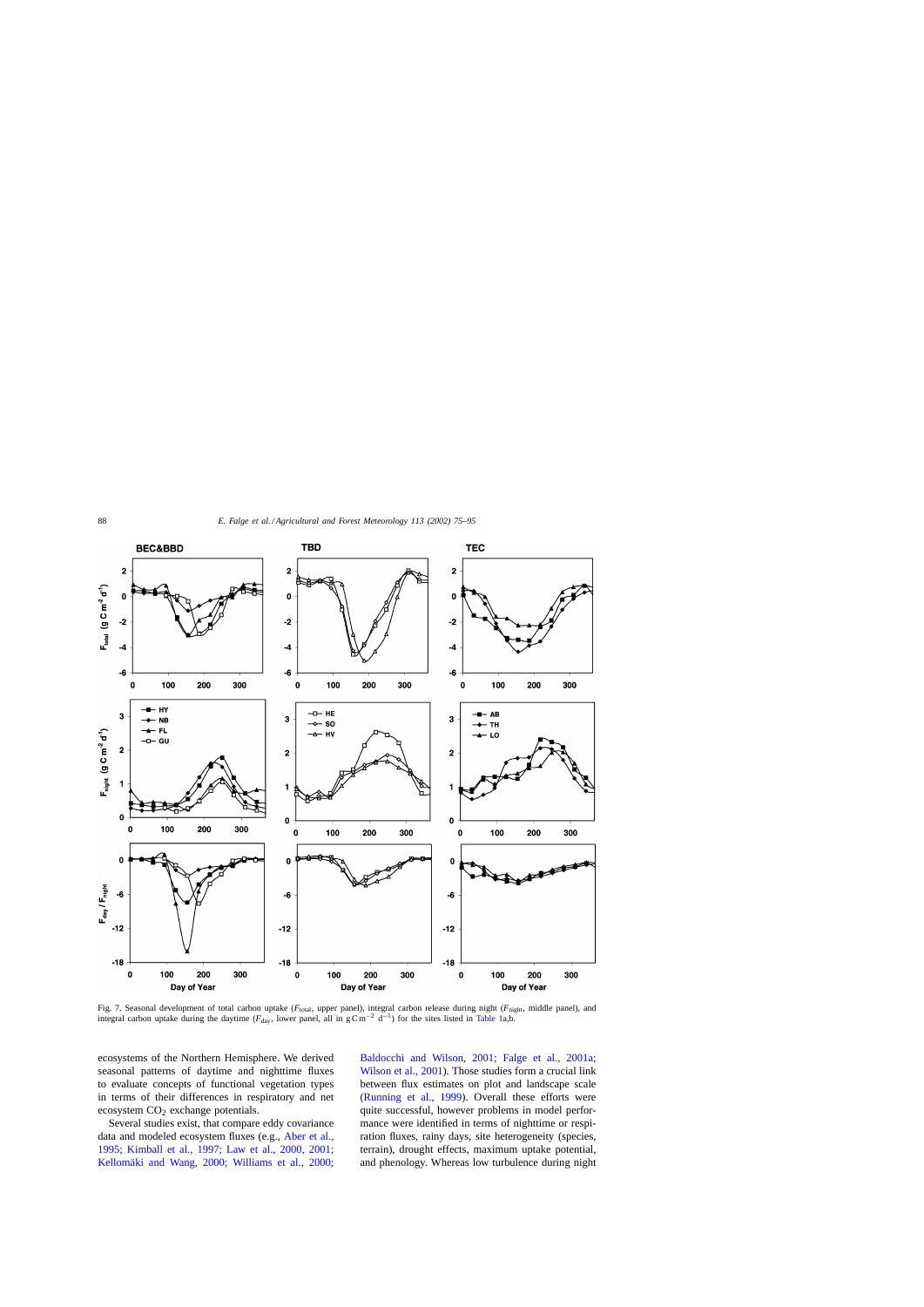Fig. 7. Seasonal development of total carbon uptake ($F_{total}$, upper panel), integral carbon release during night ($F_{night}$, middle panel), and integral carbon uptake during the daytime ($F_{day}$, lower panel, all in $g\,C\,m^{-2}\,d^{-1}$) for the sites listed in Table 1a,b.

ecosystems of the Northern Hemisphere. We derived seasonal patterns of daytime and nighttime fluxes to evaluate concepts of functional vegetation types in terms of their differences in respiratory and net ecosystem $CO_2$ exchange potentials.

Several studies exist, that compare eddy covariance data and modeled ecosystem fluxes (e.g., Aber et al., 1995; Kimball et al., 1997; Law et al., 2000, 2001; Kellomäki and Wang, 2000; Williams et al., 2000; Baldocchi and Wilson, 2001; Falge et al., 2001a; Wilson et al., 2001). Those studies form a crucial link between flux estimates on plot and landscape scale (Running et al., 1999). Overall these efforts were quite successful, however problems in model performance were identified in terms of nighttime or respiration fluxes, rainy days, site heterogeneity (species, terrain), drought effects, maximum uptake potential, and phenology. Whereas low turbulence during night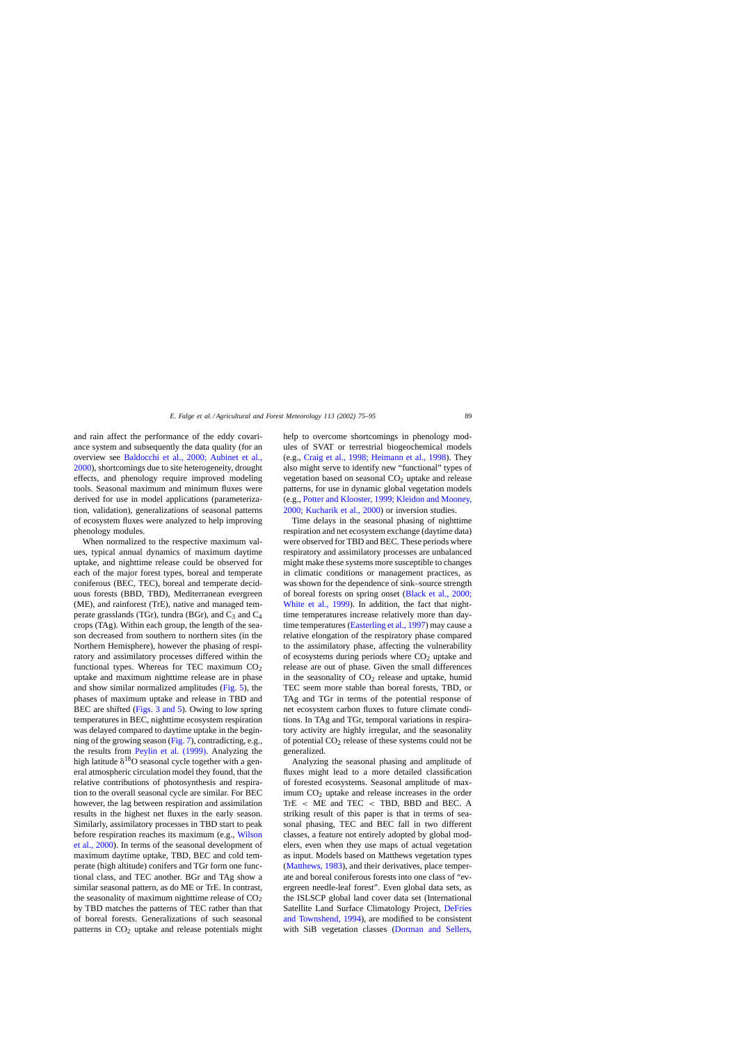and rain affect the performance of the eddy covariance system and subsequently the data quality (for an overview see Baldocchi et al., 2000; Aubinet et al., 2000), shortcomings due to site heterogeneity, drought effects, and phenology require improved modeling tools. Seasonal maximum and minimum fluxes were derived for use in model applications (parameterization, validation), generalizations of seasonal patterns of ecosystem fluxes were analyzed to help improving phenology modules.

When normalized to the respective maximum values, typical annual dynamics of maximum daytime uptake, and nighttime release could be observed for each of the major forest types, boreal and temperate coniferous (BEC, TEC), boreal and temperate deciduous forests (BBD, TBD), Mediterranean evergreen (ME), and rainforest (TrE), native and managed temperate grasslands (TGr), tundra (BGr), and $C_3$ and $C_4$ crops (TAg). Within each group, the length of the season decreased from southern to northern sites (in the Northern Hemisphere), however the phasing of respiratory and assimilatory processes differed within the functional types. Whereas for TEC maximum $CO_2$ uptake and maximum nighttime release are in phase and show similar normalized amplitudes (Fig. 5), the phases of maximum uptake and release in TBD and BEC are shifted (Figs. 3 and 5). Owing to low spring temperatures in BEC, nighttime ecosystem respiration was delayed compared to daytime uptake in the beginning of the growing season (Fig. 7), contradicting, e.g., the results from Peylin et al. (1999). Analyzing the high latitude $\delta^{18}O$ seasonal cycle together with a general atmospheric circulation model they found, that the relative contributions of photosynthesis and respiration to the overall seasonal cycle are similar. For BEC however, the lag between respiration and assimilation results in the highest net fluxes in the early season. Similarly, assimilatory processes in TBD start to peak before respiration reaches its maximum (e.g., Wilson et al., 2000). In terms of the seasonal development of maximum daytime uptake, TBD, BEC and cold temperate (high altitude) conifers and TGr form one functional class, and TEC another. BGr and TAg show a similar seasonal pattern, as do ME or TrE. In contrast, the seasonality of maximum nighttime release of $CO_2$ by TBD matches the patterns of TEC rather than that of boreal forests. Generalizations of such seasonal patterns in $CO_2$ uptake and release potentials might help to overcome shortcomings in phenology modules of SVAT or terrestrial biogeochemical models (e.g., Craig et al., 1998; Heimann et al., 1998). They also might serve to identify new "functional" types of vegetation based on seasonal $CO_2$ uptake and release patterns, for use in dynamic global vegetation models (e.g., Potter and Klooster, 1999; Kleidon and Mooney, 2000; Kucharik et al., 2000) or inversion studies.

Time delays in the seasonal phasing of nighttime respiration and net ecosystem exchange (daytime data) were observed for TBD and BEC. These periods where respiratory and assimilatory processes are unbalanced might make these systems more susceptible to changes in climatic conditions or management practices, as was shown for the dependence of sink–source strength of boreal forests on spring onset (Black et al., 2000; White et al., 1999). In addition, the fact that nighttime temperatures increase relatively more than daytime temperatures (Easterling et al., 1997) may cause a relative elongation of the respiratory phase compared to the assimilatory phase, affecting the vulnerability of ecosystems during periods where $CO_2$ uptake and release are out of phase. Given the small differences in the seasonality of $CO_2$ release and uptake, humid TEC seem more stable than boreal forests, TBD, or TAg and TGr in terms of the potential response of net ecosystem carbon fluxes to future climate conditions. In TAg and TGr, temporal variations in respiratory activity are highly irregular, and the seasonality of potential $CO_2$ release of these systems could not be generalized.

Analyzing the seasonal phasing and amplitude of fluxes might lead to a more detailed classification of forested ecosystems. Seasonal amplitude of maximum $CO_2$ uptake and release increases in the order TrE $<$ ME and TEC $<$ TBD, BBD and BEC. A striking result of this paper is that in terms of seasonal phasing, TEC and BEC fall in two different classes, a feature not entirely adopted by global modelers, even when they use maps of actual vegetation as input. Models based on Matthews vegetation types (Matthews, 1983), and their derivatives, place temperate and boreal coniferous forests into one class of "evergreen needle-leaf forest". Even global data sets, as the ISLSCP global land cover data set (International Satellite Land Surface Climatology Project, DeFries and Townshend, 1994), are modified to be consistent with SiB vegetation classes (Dorman and Sellers,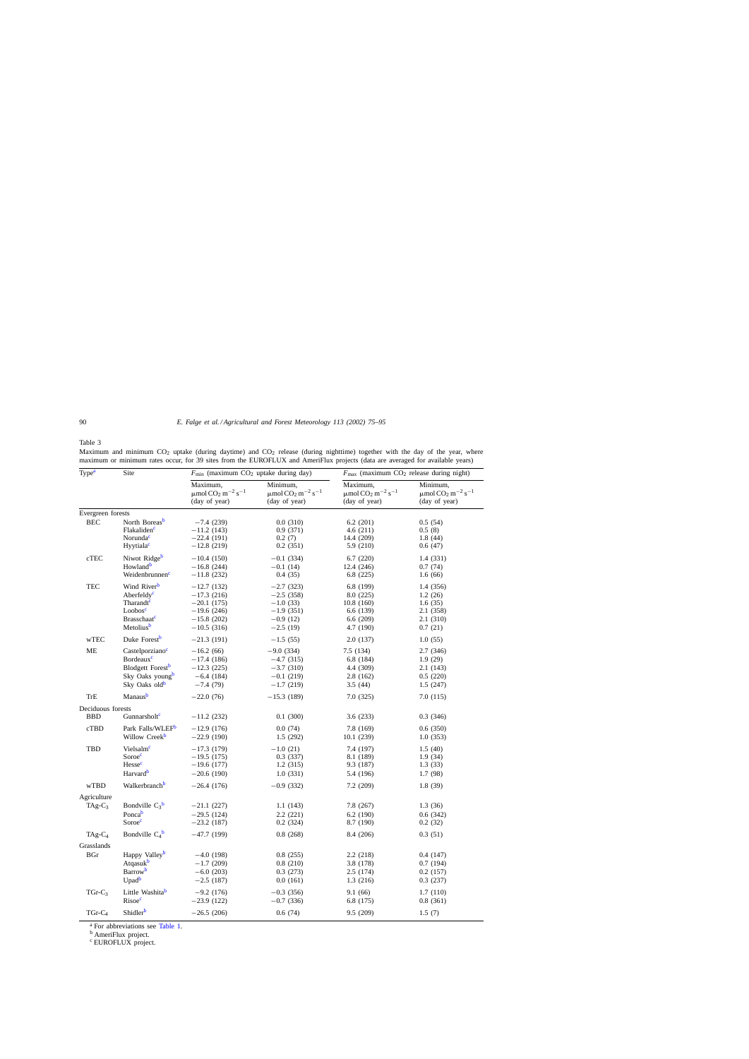Table 3

Maximum and minimum $CO_2$ uptake (during daytime) and $CO_2$ release (during nighttime) together with the day of the year, where maximum or minimum rates occur, for 39 sites from the EUROFLUX and AmeriFlux projects (data are averaged for available years)

| Type[a] | Site | $F_{min}$ (maximum $CO_2$ uptake during day) | | $F_{max}$ (maximum $CO_2$ release during night) | |
|---|---|---|---|---|---|
| | | Maximum, $\mu$mol $CO_2$ $m^{-2}$ $s^{-1}$ (day of year) | Minimum, $\mu$mol $CO_2$ $m^{-2}$ $s^{-1}$ (day of year) | Maximum, $\mu$mol $CO_2$ $m^{-2}$ $s^{-1}$ (day of year) | Minimum, $\mu$mol $CO_2$ $m^{-2}$ $s^{-1}$ (day of year) |
| Evergreen forests | | | | | |
| BEC | North Boreas[b] | −7.4 (239) | 0.0 (310) | 6.2 (201) | 0.5 (54) |
| | Flakaliden[c] | −11.2 (143) | 0.9 (371) | 4.6 (211) | 0.5 (8) |
| | Norunda[c] | −22.4 (191) | 0.2 (7) | 14.4 (209) | 1.8 (44) |
| | Hyytiala[c] | −12.8 (219) | 0.2 (351) | 5.9 (210) | 0.6 (47) |
| cTEC | Niwot Ridge[b] | −10.4 (150) | −0.1 (334) | 6.7 (220) | 1.4 (331) |
| | Howland[b] | −16.8 (244) | −0.1 (14) | 12.4 (246) | 0.7 (74) |
| | Weidenbrunnen[c] | −11.8 (232) | 0.4 (35) | 6.8 (225) | 1.6 (66) |
| TEC | Wind River[b] | −12.7 (132) | −2.7 (323) | 6.8 (199) | 1.4 (356) |
| | Aberfeldy[c] | −17.3 (216) | −2.5 (358) | 8.0 (225) | 1.2 (26) |
| | Tharandt[c] | −20.1 (175) | −1.0 (33) | 10.8 (160) | 1.6 (35) |
| | Loobos[c] | −19.6 (246) | −1.9 (351) | 6.6 (139) | 2.1 (358) |
| | Brasschaat[c] | −15.8 (202) | −0.9 (12) | 6.6 (209) | 2.1 (310) |
| | Metolius[b] | −10.5 (316) | −2.5 (19) | 4.7 (190) | 0.7 (21) |
| wTEC | Duke Forest[b] | −21.3 (191) | −1.5 (55) | 2.0 (137) | 1.0 (55) |
| ME | Castelporziano[c] | −16.2 (66) | −9.0 (334) | 7.5 (134) | 2.7 (346) |
| | Bordeaux[c] | −17.4 (186) | −4.7 (315) | 6.8 (184) | 1.9 (29) |
| | Blodgett Forest[b] | −12.3 (225) | −3.7 (310) | 4.4 (309) | 2.1 (143) |
| | Sky Oaks young[b] | −6.4 (184) | −0.1 (219) | 2.8 (162) | 0.5 (220) |
| | Sky Oaks old[b] | −7.4 (79) | −1.7 (219) | 3.5 (44) | 1.5 (247) |
| TrE | Manaus[b] | −22.0 (76) | −15.3 (189) | 7.0 (325) | 7.0 (115) |
| Deciduous forests | | | | | |
| BBD | Gunnarsholt[c] | −11.2 (232) | 0.1 (300) | 3.6 (233) | 0.3 (346) |
| cTBD | Park Falls/WLEF[b] | −12.9 (176) | 0.0 (74) | 7.8 (169) | 0.6 (350) |
| | Willow Creek[b] | −22.9 (190) | 1.5 (292) | 10.1 (239) | 1.0 (353) |
| TBD | Vielsalm[c] | −17.3 (179) | −1.0 (21) | 7.4 (197) | 1.5 (40) |
| | Soroe[c] | −19.5 (175) | 0.3 (337) | 8.1 (189) | 1.9 (34) |
| | Hesse[c] | −19.6 (177) | 1.2 (315) | 9.3 (187) | 1.3 (33) |
| | Harvard[b] | −20.6 (190) | 1.0 (331) | 5.4 (196) | 1.7 (98) |
| wTBD | Walkerbranch[b] | −26.4 (176) | −0.9 (332) | 7.2 (209) | 1.8 (39) |
| Agriculture | | | | | |
| $TAg\text{-}C_3$ | Bondville $C_3$[b] | −21.1 (227) | 1.1 (143) | 7.8 (267) | 1.3 (36) |
| | Ponca[b] | −29.5 (124) | 2.2 (221) | 6.2 (190) | 0.6 (342) |
| | Soroe[c] | −23.2 (187) | 0.2 (324) | 8.7 (190) | 0.2 (32) |
| $TAg\text{-}C_4$ | Bondville $C_4$[b] | −47.7 (199) | 0.8 (268) | 8.4 (206) | 0.3 (51) |
| Grasslands | | | | | |
| BGr | Happy Valley[b] | −4.0 (198) | 0.8 (255) | 2.2 (218) | 0.4 (147) |
| | Atqasuk[b] | −1.7 (209) | 0.8 (210) | 3.8 (178) | 0.7 (194) |
| | Barrow[b] | −6.0 (203) | 0.3 (273) | 2.5 (174) | 0.2 (157) |
| | Upad[b] | −2.5 (187) | 0.0 (161) | 1.3 (216) | 0.3 (237) |
| $TGr\text{-}C_3$ | Little Washita[b] | −9.2 (176) | −0.3 (356) | 9.1 (66) | 1.7 (110) |
| | Risoe[c] | −23.9 (122) | −0.7 (336) | 6.8 (175) | 0.8 (361) |
| $TGr\text{-}C_4$ | Shidler[b] | −26.5 (206) | 0.6 (74) | 9.5 (209) | 1.5 (7) |

[a] For abbreviations see Table 1.

[b] AmeriFlux project.

[c] EUROFLUX project.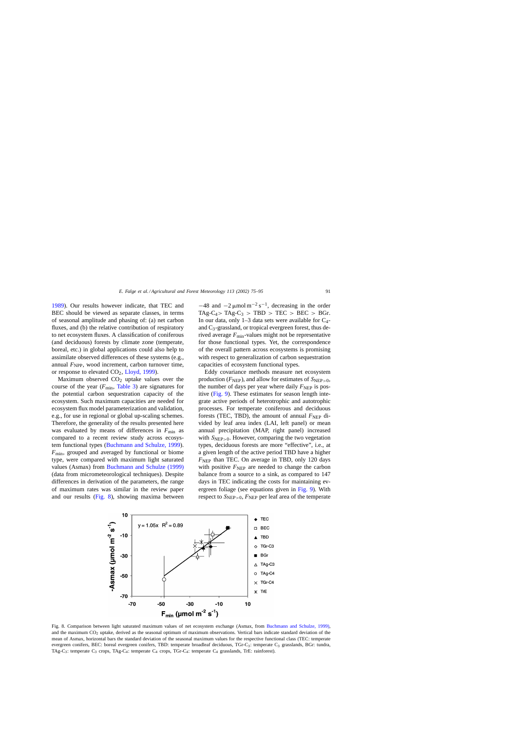1989). Our results however indicate, that TEC and BEC should be viewed as separate classes, in terms of seasonal amplitude and phasing of: (a) net carbon fluxes, and (b) the relative contribution of respiratory to net ecosystem fluxes. A classification of coniferous (and deciduous) forests by climate zone (temperate, boreal, etc.) in global applications could also help to assimilate observed differences of these systems (e.g., annual $F_{NPP}$, wood increment, carbon turnover time, or response to elevated $CO_2$, Lloyd, 1999).

Maximum observed $CO_2$ uptake values over the course of the year ($F_{min}$, Table 3) are signatures for the potential carbon sequestration capacity of the ecosystem. Such maximum capacities are needed for ecosystem flux model parameterization and validation, e.g., for use in regional or global up-scaling schemes. Therefore, the generality of the results presented here was evaluated by means of differences in $F_{min}$ as compared to a recent review study across ecosystem functional types (Buchmann and Schulze, 1999). $F_{min}$, grouped and averaged by functional or biome type, were compared with maximum light saturated values (Asmax) from Buchmann and Schulze (1999) (data from micrometeorological techniques). Despite differences in derivation of the parameters, the range of maximum rates was similar in the review paper and our results (Fig. 8), showing maxima between $-48$ and $-2\,\mu\text{mol}\,\text{m}^{-2}\,\text{s}^{-1}$, decreasing in the order TAg-$C_4$ > TAg-$C_3$ > TBD > TEC > BEC > BGr. In our data, only 1–3 data sets were available for $C_4$- and $C_3$-grassland, or tropical evergreen forest, thus derived average $F_{min}$-values might not be representative for those functional types. Yet, the correspondence of the overall pattern across ecosystems is promising with respect to generalization of carbon sequestration capacities of ecosystem functional types.

Eddy covariance methods measure net ecosystem production ($F_{NEP}$), and allow for estimates of $S_{NEP>0}$, the number of days per year where daily $F_{NEP}$ is positive (Fig. 9). These estimates for season length integrate active periods of heterotrophic and autotrophic processes. For temperate coniferous and deciduous forests (TEC, TBD), the amount of annual $F_{NEP}$ divided by leaf area index (LAI, left panel) or mean annual precipitation (MAP, right panel) increased with $S_{NEP>0}$. However, comparing the two vegetation types, deciduous forests are more "effective", i.e., at a given length of the active period TBD have a higher $F_{NEP}$ than TEC. On average in TBD, only 120 days with positive $F_{NEP}$ are needed to change the carbon balance from a source to a sink, as compared to 147 days in TEC indicating the costs for maintaining evergreen foliage (see equations given in Fig. 9). With respect to $S_{NEP>0}$, $F_{NEP}$ per leaf area of the temperate

Fig. 8. Comparison between light saturated maximum values of net ecosystem exchange (Asmax, from Buchmann and Schulze, 1999), and the maximum $CO_2$ uptake, derived as the seasonal optimum of maximum observations. Vertical bars indicate standard deviation of the mean of Asmax, horizontal bars the standard deviation of the seasonal maximum values for the respective functional class (TEC: temperate evergreen conifers, BEC: boreal evergreen conifers, TBD: temperate broadleaf deciduous, TGr-$C_3$: temperate $C_3$ grasslands, BGr: tundra, TAg-$C_3$: temperate $C_3$ crops, TAg-$C_4$: temperate $C_4$ crops, TGr-$C_4$: temperate $C_4$ grasslands, TrE: rainforest).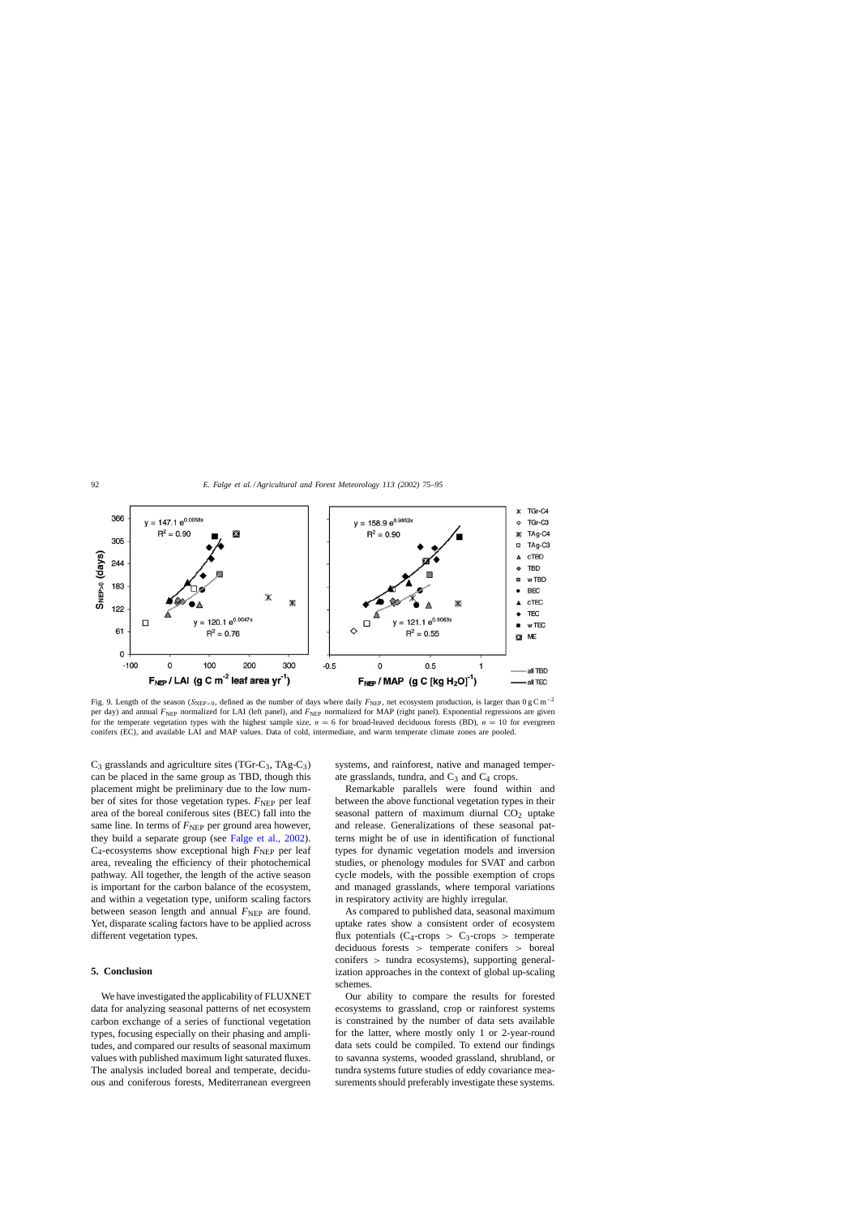Fig. 9. Length of the season ($S_{NEP>0}$, defined as the number of days where daily $F_{NEP}$, net ecosystem production, is larger than $0\,g\,C\,m^{-2}$ per day) and annual $F_{NEP}$ normalized for LAI (left panel), and $F_{NEP}$ normalized for MAP (right panel). Exponential regressions are given for the temperate vegetation types with the highest sample size, $n = 6$ for broad-leaved deciduous forests (BD), $n = 10$ for evergreen conifers (EC), and available LAI and MAP values. Data of cold, intermediate, and warm temperate climate zones are pooled.

$C_3$ grasslands and agriculture sites (TGr-$C_3$, TAg-$C_3$) can be placed in the same group as TBD, though this placement might be preliminary due to the low number of sites for those vegetation types. $F_{NEP}$ per leaf area of the boreal coniferous sites (BEC) fall into the same line. In terms of $F_{NEP}$ per ground area however, they build a separate group (see Falge et al., 2002). $C_4$-ecosystems show exceptional high $F_{NEP}$ per leaf area, revealing the efficiency of their photochemical pathway. All together, the length of the active season is important for the carbon balance of the ecosystem, and within a vegetation type, uniform scaling factors between season length and annual $F_{NEP}$ are found. Yet, disparate scaling factors have to be applied across different vegetation types.

## 5. Conclusion

We have investigated the applicability of FLUXNET data for analyzing seasonal patterns of net ecosystem carbon exchange of a series of functional vegetation types, focusing especially on their phasing and amplitudes, and compared our results of seasonal maximum values with published maximum light saturated fluxes. The analysis included boreal and temperate, deciduous and coniferous forests, Mediterranean evergreen systems, and rainforest, native and managed temperate grasslands, tundra, and $C_3$ and $C_4$ crops.

Remarkable parallels were found within and between the above functional vegetation types in their seasonal pattern of maximum diurnal $CO_2$ uptake and release. Generalizations of these seasonal patterns might be of use in identification of functional types for dynamic vegetation models and inversion studies, or phenology modules for SVAT and carbon cycle models, with the possible exemption of crops and managed grasslands, where temporal variations in respiratory activity are highly irregular.

As compared to published data, seasonal maximum uptake rates show a consistent order of ecosystem flux potentials ($C_4$-crops > $C_3$-crops > temperate deciduous forests > temperate conifers > boreal conifers > tundra ecosystems), supporting generalization approaches in the context of global up-scaling schemes.

Our ability to compare the results for forested ecosystems to grassland, crop or rainforest systems is constrained by the number of data sets available for the latter, where mostly only 1 or 2-year-round data sets could be compiled. To extend our findings to savanna systems, wooded grassland, shrubland, or tundra systems future studies of eddy covariance measurements should preferably investigate these systems.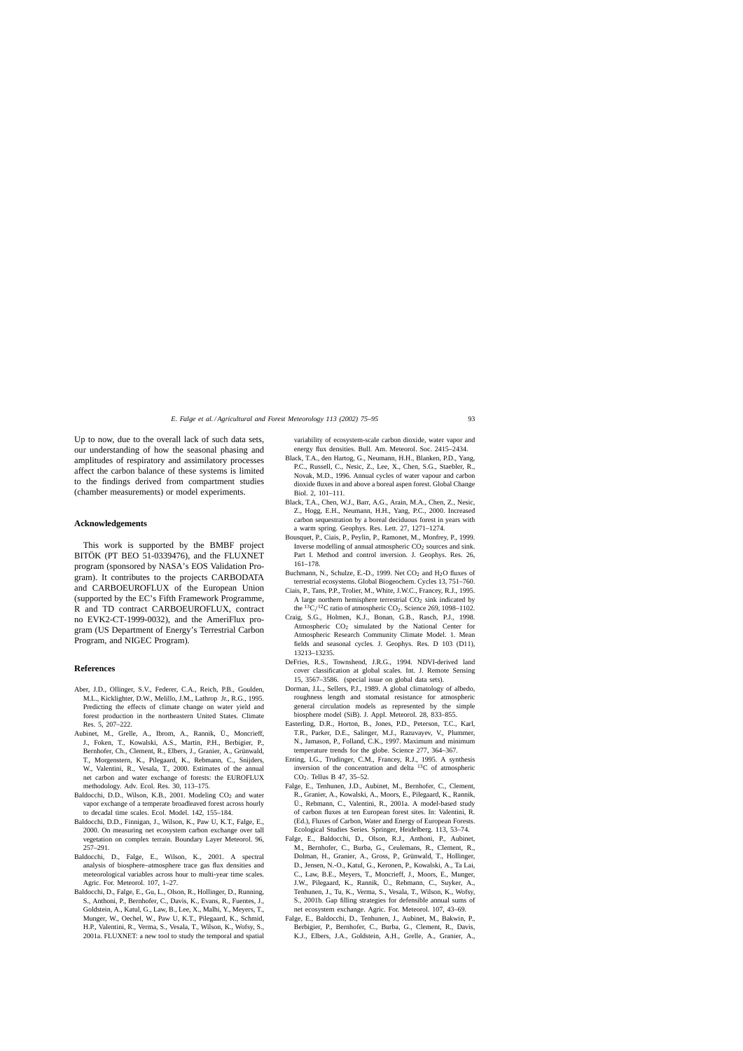Up to now, due to the overall lack of such data sets, our understanding of how the seasonal phasing and amplitudes of respiratory and assimilatory processes affect the carbon balance of these systems is limited to the findings derived from compartment studies (chamber measurements) or model experiments.

## Acknowledgements

This work is supported by the BMBF project BITÖK (PT BEO 51-0339476), and the FLUXNET program (sponsored by NASA's EOS Validation Program). It contributes to the projects CARBODATA and CARBOEUROFLUX of the European Union (supported by the EC's Fifth Framework Programme, R and TD contract CARBOEUROFLUX, contract no EVK2-CT-1999-0032), and the AmeriFlux program (US Department of Energy's Terrestrial Carbon Program, and NIGEC Program).

## References

Aber, J.D., Ollinger, S.V., Federer, C.A., Reich, P.B., Goulden, M.L., Kicklighter, D.W., Melillo, J.M., Lathrop Jr., R.G., 1995. Predicting the effects of climate change on water yield and forest production in the northeastern United States. Climate Res. 5, 207–222.

Aubinet, M., Grelle, A., Ibrom, A., Rannik, Ü., Moncrieff, J., Foken, T., Kowalski, A.S., Martin, P.H., Berbigier, P., Bernhofer, Ch., Clement, R., Elbers, J., Granier, A., Grünwald, T., Morgenstern, K., Pilegaard, K., Rebmann, C., Snijders, W., Valentini, R., Vesala, T., 2000. Estimates of the annual net carbon and water exchange of forests: the EUROFLUX methodology. Adv. Ecol. Res. 30, 113–175.

Baldocchi, D.D., Wilson, K.B., 2001. Modeling $CO_2$ and water vapor exchange of a temperate broadleaved forest across hourly to decadal time scales. Ecol. Model. 142, 155–184.

Baldocchi, D.D., Finnigan, J., Wilson, K., Paw U, K.T., Falge, E., 2000. On measuring net ecosystem carbon exchange over tall vegetation on complex terrain. Boundary Layer Meteorol. 96, 257–291.

Baldocchi, D., Falge, E., Wilson, K., 2001. A spectral analysis of biosphere–atmosphere trace gas flux densities and meteorological variables across hour to multi-year time scales. Agric. For. Meteorol. 107, 1–27.

Baldocchi, D., Falge, E., Gu, L., Olson, R., Hollinger, D., Running, S., Anthoni, P., Bernhofer, C., Davis, K., Evans, R., Fuentes, J., Goldstein, A., Katul, G., Law, B., Lee, X., Malhi, Y., Meyers, T., Munger, W., Oechel, W., Paw U, K.T., Pilegaard, K., Schmid, H.P., Valentini, R., Verma, S., Vesala, T., Wilson, K., Wofsy, S., 2001a. FLUXNET: a new tool to study the temporal and spatial variability of ecosystem-scale carbon dioxide, water vapor and energy flux densities. Bull. Am. Meteorol. Soc. 2415–2434.

Black, T.A., den Hartog, G., Neumann, H.H., Blanken, P.D., Yang, P.C., Russell, C., Nesic, Z., Lee, X., Chen, S.G., Staebler, R., Novak, M.D., 1996. Annual cycles of water vapour and carbon dioxide fluxes in and above a boreal aspen forest. Global Change Biol. 2, 101–111.

Black, T.A., Chen, W.J., Barr, A.G., Arain, M.A., Chen, Z., Nesic, Z., Hogg, E.H., Neumann, H.H., Yang, P.C., 2000. Increased carbon sequestration by a boreal deciduous forest in years with a warm spring. Geophys. Res. Lett. 27, 1271–1274.

Bousquet, P., Ciais, P., Peylin, P., Ramonet, M., Monfrey, P., 1999. Inverse modelling of annual atmospheric $CO_2$ sources and sink. Part I. Method and control inversion. J. Geophys. Res. 26, 161–178.

Buchmann, N., Schulze, E.-D., 1999. Net $CO_2$ and $H_2O$ fluxes of terrestrial ecosystems. Global Biogeochem. Cycles 13, 751–760.

Ciais, P., Tans, P.P., Trolier, M., White, J.W.C., Francey, R.J., 1995. A large northern hemisphere terrestrial $CO_2$ sink indicated by the $^{13}C/^{12}C$ ratio of atmospheric $CO_2$. Science 269, 1098–1102.

Craig, S.G., Holmen, K.J., Bonan, G.B., Rasch, P.J., 1998. Atmospheric $CO_2$ simulated by the National Center for Atmospheric Research Community Climate Model. 1. Mean fields and seasonal cycles. J. Geophys. Res. D 103 (D11), 13213–13235.

DeFries, R.S., Townshend, J.R.G., 1994. NDVI-derived land cover classification at global scales. Int. J. Remote Sensing 15, 3567–3586. (special issue on global data sets).

Dorman, J.L., Sellers, P.J., 1989. A global climatology of albedo, roughness length and stomatal resistance for atmospheric general circulation models as represented by the simple biosphere model (SiB). J. Appl. Meteorol. 28, 833–855.

Easterling, D.R., Horton, B., Jones, P.D., Peterson, T.C., Karl, T.R., Parker, D.E., Salinger, M.J., Razuvayev, V., Plummer, N., Jamason, P., Folland, C.K., 1997. Maximum and minimum temperature trends for the globe. Science 277, 364–367.

Enting, I.G., Trudinger, C.M., Francey, R.J., 1995. A synthesis inversion of the concentration and delta $^{13}C$ of atmospheric $CO_2$. Tellus B 47, 35–52.

Falge, E., Tenhunen, J.D., Aubinet, M., Bernhofer, C., Clement, R., Granier, A., Kowalski, A., Moors, E., Pilegaard, K., Rannik, Ü., Rebmann, C., Valentini, R., 2001a. A model-based study of carbon fluxes at ten European forest sites. In: Valentini, R. (Ed.), Fluxes of Carbon, Water and Energy of European Forests. Ecological Studies Series. Springer, Heidelberg. 113, 53–74.

Falge, E., Baldocchi, D., Olson, R.J., Anthoni, P., Aubinet, M., Bernhofer, C., Burba, G., Ceulemans, R., Clement, R., Dolman, H., Granier, A., Gross, P., Grünwald, T., Hollinger, D., Jensen, N.-O., Katul, G., Keronen, P., Kowalski, A., Ta Lai, C., Law, B.E., Meyers, T., Moncrieff, J., Moors, E., Munger, J.W., Pilegaard, K., Rannik, Ü., Rebmann, C., Suyker, A., Tenhunen, J., Tu, K., Verma, S., Vesala, T., Wilson, K., Wofsy, S., 2001b. Gap filling strategies for defensible annual sums of net ecosystem exchange. Agric. For. Meteorol. 107, 43–69.

Falge, E., Baldocchi, D., Tenhunen, J., Aubinet, M., Bakwin, P., Berbigier, P., Bernhofer, C., Burba, G., Clement, R., Davis, K.J., Elbers, J.A., Goldstein, A.H., Grelle, A., Granier, A.,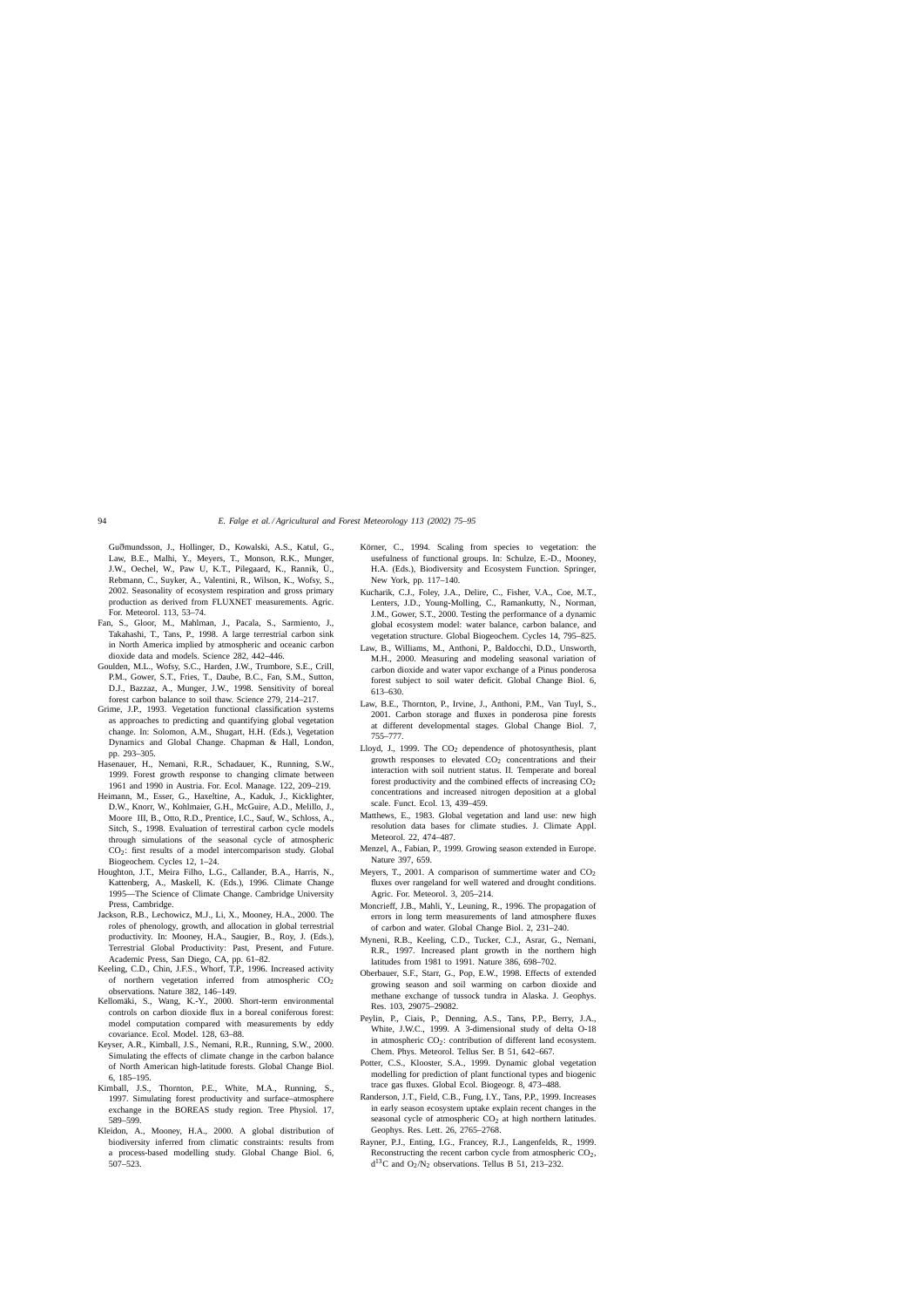Guðmundsson, J., Hollinger, D., Kowalski, A.S., Katul, G., Law, B.E., Malhi, Y., Meyers, T., Monson, R.K., Munger, J.W., Oechel, W., Paw U, K.T., Pilegaard, K., Rannik, Ü., Rebmann, C., Suyker, A., Valentini, R., Wilson, K., Wofsy, S., 2002. Seasonality of ecosystem respiration and gross primary production as derived from FLUXNET measurements. Agric. For. Meteorol. 113, 53–74.

Fan, S., Gloor, M., Mahlman, J., Pacala, S., Sarmiento, J., Takahashi, T., Tans, P., 1998. A large terrestrial carbon sink in North America implied by atmospheric and oceanic carbon dioxide data and models. Science 282, 442–446.

Goulden, M.L., Wofsy, S.C., Harden, J.W., Trumbore, S.E., Crill, P.M., Gower, S.T., Fries, T., Daube, B.C., Fan, S.M., Sutton, D.J., Bazzaz, A., Munger, J.W., 1998. Sensitivity of boreal forest carbon balance to soil thaw. Science 279, 214–217.

Grime, J.P., 1993. Vegetation functional classification systems as approaches to predicting and quantifying global vegetation change. In: Solomon, A.M., Shugart, H.H. (Eds.), Vegetation Dynamics and Global Change. Chapman & Hall, London, pp. 293–305.

Hasenauer, H., Nemani, R.R., Schadauer, K., Running, S.W., 1999. Forest growth response to changing climate between 1961 and 1990 in Austria. For. Ecol. Manage. 122, 209–219.

Heimann, M., Esser, G., Haxeltine, A., Kaduk, J., Kicklighter, D.W., Knorr, W., Kohlmaier, G.H., McGuire, A.D., Melillo, J., Moore III, B., Otto, R.D., Prentice, I.C., Sauf, W., Schloss, A., Sitch, S., 1998. Evaluation of terrestiral carbon cycle models through simulations of the seasonal cycle of atmospheric $CO_2$: first results of a model intercomparison study. Global Biogeochem. Cycles 12, 1–24.

Houghton, J.T., Meira Filho, L.G., Callander, B.A., Harris, N., Kattenberg, A., Maskell, K. (Eds.), 1996. Climate Change 1995—The Science of Climate Change. Cambridge University Press, Cambridge.

Jackson, R.B., Lechowicz, M.J., Li, X., Mooney, H.A., 2000. The roles of phenology, growth, and allocation in global terrestrial productivity. In: Mooney, H.A., Saugier, B., Roy, J. (Eds.), Terrestrial Global Productivity: Past, Present, and Future. Academic Press, San Diego, CA, pp. 61–82.

Keeling, C.D., Chin, J.F.S., Whorf, T.P., 1996. Increased activity of northern vegetation inferred from atmospheric $CO_2$ observations. Nature 382, 146–149.

Kellomäki, S., Wang, K.-Y., 2000. Short-term environmental controls on carbon dioxide flux in a boreal coniferous forest: model computation compared with measurements by eddy covariance. Ecol. Model. 128, 63–88.

Keyser, A.R., Kimball, J.S., Nemani, R.R., Running, S.W., 2000. Simulating the effects of climate change in the carbon balance of North American high-latitude forests. Global Change Biol. 6, 185–195.

Kimball, J.S., Thornton, P.E., White, M.A., Running, S., 1997. Simulating forest productivity and surface–atmosphere exchange in the BOREAS study region. Tree Physiol. 17, 589–599.

Kleidon, A., Mooney, H.A., 2000. A global distribution of biodiversity inferred from climatic constraints: results from a process-based modelling study. Global Change Biol. 6, 507–523.

Körner, C., 1994. Scaling from species to vegetation: the usefulness of functional groups. In: Schulze, E.-D., Mooney, H.A. (Eds.), Biodiversity and Ecosystem Function. Springer, New York, pp. 117–140.

Kucharik, C.J., Foley, J.A., Delire, C., Fisher, V.A., Coe, M.T., Lenters, J.D., Young-Molling, C., Ramankutty, N., Norman, J.M., Gower, S.T., 2000. Testing the performance of a dynamic global ecosystem model: water balance, carbon balance, and vegetation structure. Global Biogeochem. Cycles 14, 795–825.

Law, B., Williams, M., Anthoni, P., Baldocchi, D.D., Unsworth, M.H., 2000. Measuring and modeling seasonal variation of carbon dioxide and water vapor exchange of a Pinus ponderosa forest subject to soil water deficit. Global Change Biol. 6, 613–630.

Law, B.E., Thornton, P., Irvine, J., Anthoni, P.M., Van Tuyl, S., 2001. Carbon storage and fluxes in ponderosa pine forests at different developmental stages. Global Change Biol. 7, 755–777.

Lloyd, J., 1999. The $CO_2$ dependence of photosynthesis, plant growth responses to elevated $CO_2$ concentrations and their interaction with soil nutrient status. II. Temperate and boreal forest productivity and the combined effects of increasing $CO_2$ concentrations and increased nitrogen deposition at a global scale. Funct. Ecol. 13, 439–459.

Matthews, E., 1983. Global vegetation and land use: new high resolution data bases for climate studies. J. Climate Appl. Meteorol. 22, 474–487.

Menzel, A., Fabian, P., 1999. Growing season extended in Europe. Nature 397, 659.

Meyers, T., 2001. A comparison of summertime water and $CO_2$ fluxes over rangeland for well watered and drought conditions. Agric. For. Meteorol. 3, 205–214.

Moncrieff, J.B., Mahli, Y., Leuning, R., 1996. The propagation of errors in long term measurements of land atmosphere fluxes of carbon and water. Global Change Biol. 2, 231–240.

Myneni, R.B., Keeling, C.D., Tucker, C.J., Asrar, G., Nemani, R.R., 1997. Increased plant growth in the northern high latitudes from 1981 to 1991. Nature 386, 698–702.

Oberbauer, S.F., Starr, G., Pop, E.W., 1998. Effects of extended growing season and soil warming on carbon dioxide and methane exchange of tussock tundra in Alaska. J. Geophys. Res. 103, 29075–29082.

Peylin, P., Ciais, P., Denning, A.S., Tans, P.P., Berry, J.A., White, J.W.C., 1999. A 3-dimensional study of delta O-18 in atmospheric $CO_2$: contribution of different land ecosystem. Chem. Phys. Meteorol. Tellus Ser. B 51, 642–667.

Potter, C.S., Klooster, S.A., 1999. Dynamic global vegetation modelling for prediction of plant functional types and biogenic trace gas fluxes. Global Ecol. Biogeogr. 8, 473–488.

Randerson, J.T., Field, C.B., Fung, I.Y., Tans, P.P., 1999. Increases in early season ecosystem uptake explain recent changes in the seasonal cycle of atmospheric $CO_2$ at high northern latitudes. Geophys. Res. Lett. 26, 2765–2768.

Rayner, P.J., Enting, I.G., Francey, R.J., Langenfelds, R., 1999. Reconstructing the recent carbon cycle from atmospheric $CO_2$, $d^{13}C$ and $O_2/N_2$ observations. Tellus B 51, 213–232.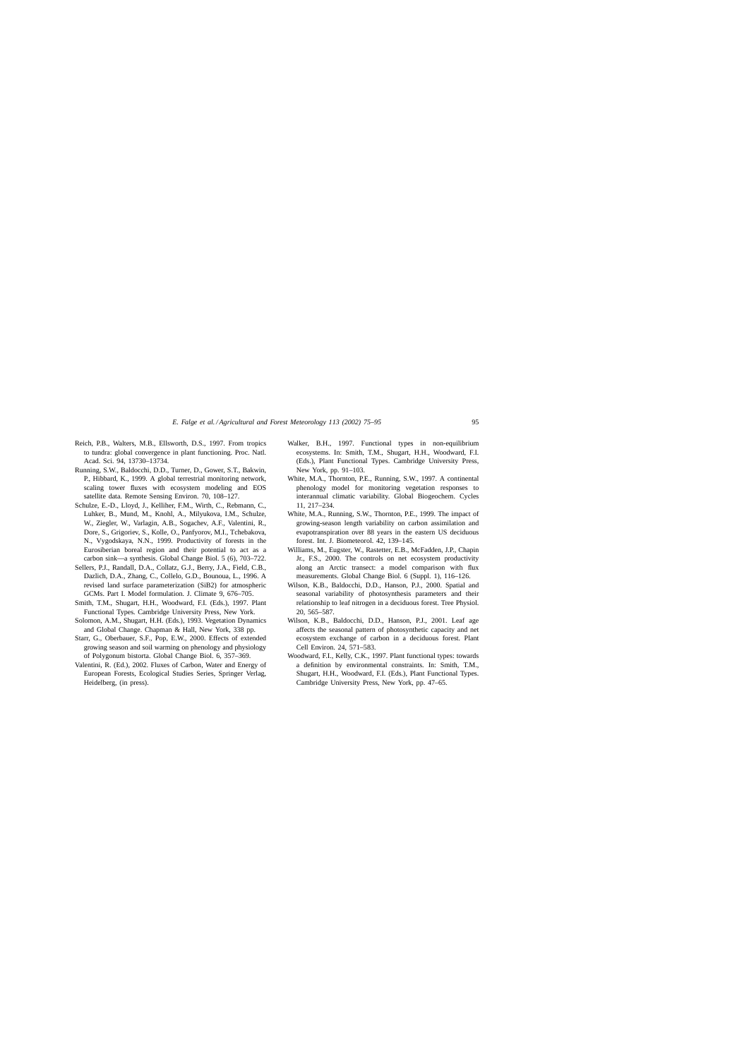Reich, P.B., Walters, M.B., Ellsworth, D.S., 1997. From tropics to tundra: global convergence in plant functioning. Proc. Natl. Acad. Sci. 94, 13730–13734.

Running, S.W., Baldocchi, D.D., Turner, D., Gower, S.T., Bakwin, P., Hibbard, K., 1999. A global terrestrial monitoring network, scaling tower fluxes with ecosystem modeling and EOS satellite data. Remote Sensing Environ. 70, 108–127.

Schulze, E.-D., Lloyd, J., Kelliher, F.M., Wirth, C., Rebmann, C., Luhker, B., Mund, M., Knohl, A., Milyukova, I.M., Schulze, W., Ziegler, W., Varlagin, A.B., Sogachev, A.F., Valentini, R., Dore, S., Grigoriev, S., Kolle, O., Panfyorov, M.I., Tchebakova, N., Vygodskaya, N.N., 1999. Productivity of forests in the Eurosiberian boreal region and their potential to act as a carbon sink—a synthesis. Global Change Biol. 5 (6), 703–722.

Sellers, P.J., Randall, D.A., Collatz, G.J., Berry, J.A., Field, C.B., Dazlich, D.A., Zhang, C., Collelo, G.D., Bounoua, L., 1996. A revised land surface parameterization (SiB2) for atmospheric GCMs. Part I. Model formulation. J. Climate 9, 676–705.

Smith, T.M., Shugart, H.H., Woodward, F.I. (Eds.), 1997. Plant Functional Types. Cambridge University Press, New York.

Solomon, A.M., Shugart, H.H. (Eds.), 1993. Vegetation Dynamics and Global Change. Chapman & Hall, New York, 338 pp.

Starr, G., Oberbauer, S.F., Pop, E.W., 2000. Effects of extended growing season and soil warming on phenology and physiology of Polygonum bistorta. Global Change Biol. 6, 357–369.

Valentini, R. (Ed.), 2002. Fluxes of Carbon, Water and Energy of European Forests, Ecological Studies Series, Springer Verlag, Heidelberg, (in press).

Walker, B.H., 1997. Functional types in non-equilibrium ecosystems. In: Smith, T.M., Shugart, H.H., Woodward, F.I. (Eds.), Plant Functional Types. Cambridge University Press, New York, pp. 91–103.

White, M.A., Thornton, P.E., Running, S.W., 1997. A continental phenology model for monitoring vegetation responses to interannual climatic variability. Global Biogeochem. Cycles 11, 217–234.

White, M.A., Running, S.W., Thornton, P.E., 1999. The impact of growing-season length variability on carbon assimilation and evapotranspiration over 88 years in the eastern US deciduous forest. Int. J. Biometeorol. 42, 139–145.

Williams, M., Eugster, W., Rastetter, E.B., McFadden, J.P., Chapin Jr., F.S., 2000. The controls on net ecosystem productivity along an Arctic transect: a model comparison with flux measurements. Global Change Biol. 6 (Suppl. 1), 116–126.

Wilson, K.B., Baldocchi, D.D., Hanson, P.J., 2000. Spatial and seasonal variability of photosynthesis parameters and their relationship to leaf nitrogen in a deciduous forest. Tree Physiol. 20, 565–587.

Wilson, K.B., Baldocchi, D.D., Hanson, P.J., 2001. Leaf age affects the seasonal pattern of photosynthetic capacity and net ecosystem exchange of carbon in a deciduous forest. Plant Cell Environ. 24, 571–583.

Woodward, F.I., Kelly, C.K., 1997. Plant functional types: towards a definition by environmental constraints. In: Smith, T.M., Shugart, H.H., Woodward, F.I. (Eds.), Plant Functional Types. Cambridge University Press, New York, pp. 47–65.